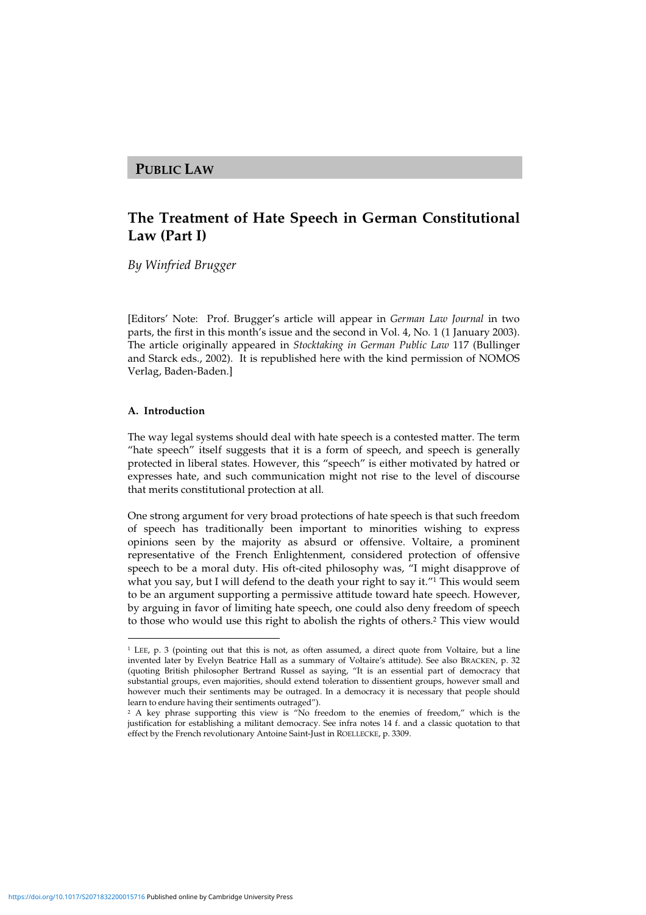**PUBLIC LAW**

# The Treatment of Hate Speech in German Constitutional Law (Part I)

*By Winfried Brugger*

[Editors' Note: Prof. Brugger's article will appear in *German Law Journal* in two parts, the first in this month's issue and the second in Vol. 4, No. 1 (1 January 2003). The article originally appeared in *Stocktaking in German Public Law* 117 (Bullinger and Starck eds., 2002). It is republished here with the kind permission of NOMOS Verlag, Baden-Baden.]

### A. Introduction

The way legal systems should deal with hate speech is a contested matter. The term "hate speech" itself suggests that it is a form of speech, and speech is generally protected in liberal states. However, this "speech" is either motivated by hatred or expresses hate, and such communication might not rise to the level of discourse that merits constitutional protection at all.

One strong argument for very broad protections of hate speech is that such freedom of speech has traditionally been important to minorities wishing to express opinions seen by the majority as absurd or offensive. Voltaire, a prominent representative of the French Enlightenment, considered protection of offensive speech to be a moral duty. His oft-cited philosophy was, "I might disapprove of what you say, but I will defend to the death your right to say it."[1] This would seem to be an argument supporting a permissive attitude toward hate speech. However, by arguing in favor of limiting hate speech, one could also deny freedom of speech to those who would use this right to abolish the rights of others.[2] This view would

---

[1] LEE, p. 3 (pointing out that this is not, as often assumed, a direct quote from Voltaire, but a line invented later by Evelyn Beatrice Hall as a summary of Voltaire's attitude). See also BRACKEN, p. 32 (quoting British philosopher Bertrand Russel as saying, "It is an essential part of democracy that substantial groups, even majorities, should extend toleration to dissentient groups, however small and however much their sentiments may be outraged. In a democracy it is necessary that people should learn to endure having their sentiments outraged").

[2] A key phrase supporting this view is "No freedom to the enemies of freedom," which is the justification for establishing a militant democracy. See infra notes 14 f. and a classic quotation to that effect by the French revolutionary Antoine Saint-Just in ROELLECKE, p. 3309.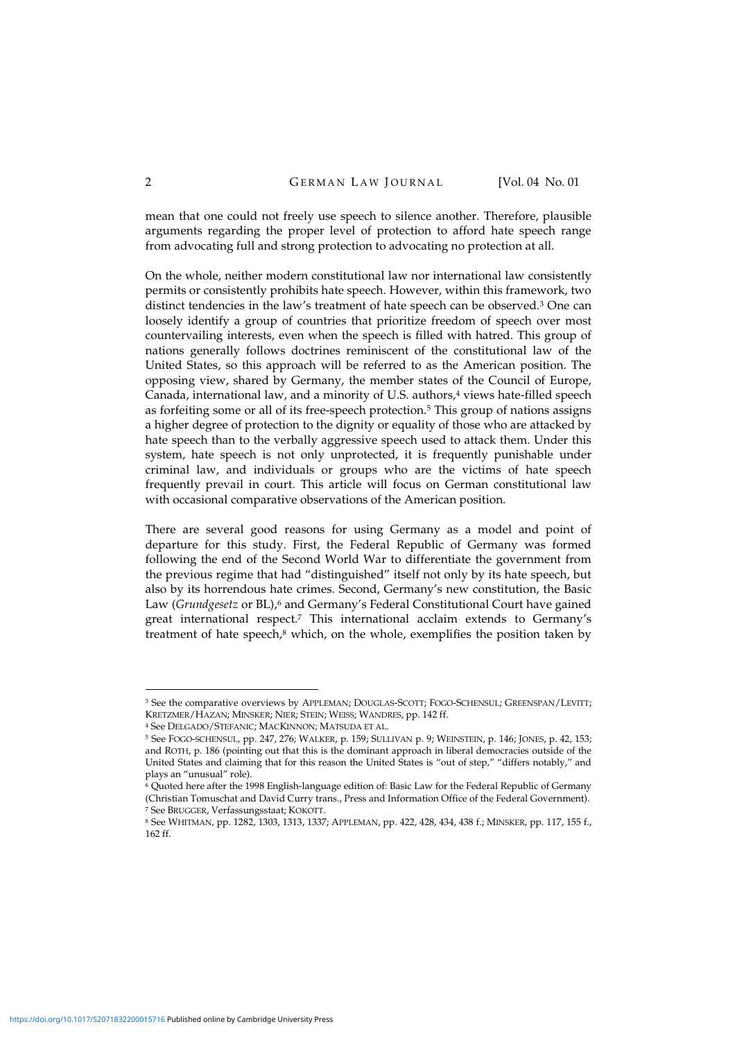mean that one could not freely use speech to silence another. Therefore, plausible arguments regarding the proper level of protection to afford hate speech range from advocating full and strong protection to advocating no protection at all.

On the whole, neither modern constitutional law nor international law consistently permits or consistently prohibits hate speech. However, within this framework, two distinct tendencies in the law's treatment of hate speech can be observed.[3] One can loosely identify a group of countries that prioritize freedom of speech over most countervailing interests, even when the speech is filled with hatred. This group of nations generally follows doctrines reminiscent of the constitutional law of the United States, so this approach will be referred to as the American position. The opposing view, shared by Germany, the member states of the Council of Europe, Canada, international law, and a minority of U.S. authors,[4] views hate-filled speech as forfeiting some or all of its free-speech protection.[5] This group of nations assigns a higher degree of protection to the dignity or equality of those who are attacked by hate speech than to the verbally aggressive speech used to attack them. Under this system, hate speech is not only unprotected, it is frequently punishable under criminal law, and individuals or groups who are the victims of hate speech frequently prevail in court. This article will focus on German constitutional law with occasional comparative observations of the American position.

There are several good reasons for using Germany as a model and point of departure for this study. First, the Federal Republic of Germany was formed following the end of the Second World War to differentiate the government from the previous regime that had "distinguished" itself not only by its hate speech, but also by its horrendous hate crimes. Second, Germany's new constitution, the Basic Law (*Grundgesetz* or BL),[6] and Germany's Federal Constitutional Court have gained great international respect.[7] This international acclaim extends to Germany's treatment of hate speech,[8] which, on the whole, exemplifies the position taken by

---

[3] See the comparative overviews by APPLEMAN; DOUGLAS-SCOTT; FOGO-SCHENSUL; GREENSPAN/LEVITT; KRETZMER/HAZAN; MINSKER; NIER; STEIN; WEISS; WANDRES, pp. 142 ff.

[4] See DELGADO/STEFANIC; MACKINNON; MATSUDA ET AL.

[5] See FOGO-SCHENSUL, pp. 247, 276; WALKER, p. 159; SULLIVAN p. 9; WEINSTEIN, p. 146; JONES, p. 42, 153; and ROTH, p. 186 (pointing out that this is the dominant approach in liberal democracies outside of the United States and claiming that for this reason the United States is "out of step," "differs notably," and plays an "unusual" role).

[6] Quoted here after the 1998 English-language edition of: Basic Law for the Federal Republic of Germany (Christian Tomuschat and David Curry trans., Press and Information Office of the Federal Government).

[7] See BRUGGER, Verfassungsstaat; KOKOTT.

[8] See WHITMAN, pp. 1282, 1303, 1313, 1337; APPLEMAN, pp. 422, 428, 434, 438 f.; MINSKER, pp. 117, 155 f., 162 ff.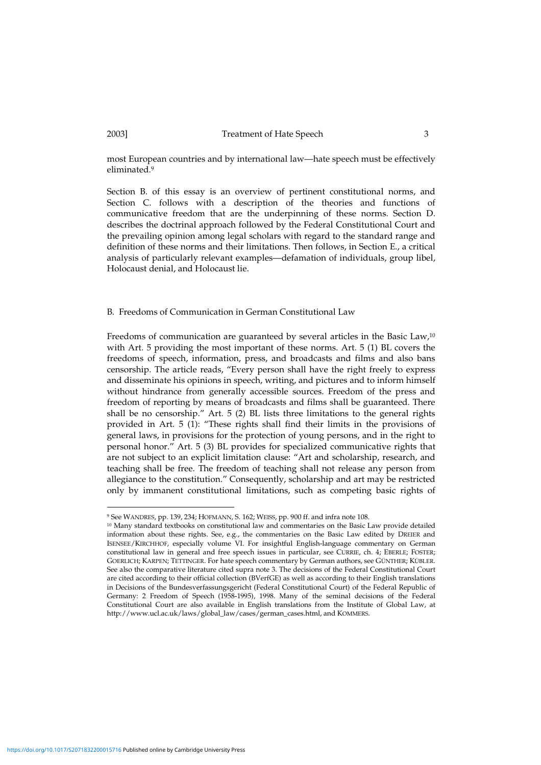most European countries and by international law—hate speech must be effectively eliminated.[9]

Section B. of this essay is an overview of pertinent constitutional norms, and Section C. follows with a description of the theories and functions of communicative freedom that are the underpinning of these norms. Section D. describes the doctrinal approach followed by the Federal Constitutional Court and the prevailing opinion among legal scholars with regard to the standard range and definition of these norms and their limitations. Then follows, in Section E., a critical analysis of particularly relevant examples—defamation of individuals, group libel, Holocaust denial, and Holocaust lie.

## B. Freedoms of Communication in German Constitutional Law

Freedoms of communication are guaranteed by several articles in the Basic Law,[10] with Art. 5 providing the most important of these norms. Art. 5 (1) BL covers the freedoms of speech, information, press, and broadcasts and films and also bans censorship. The article reads, "Every person shall have the right freely to express and disseminate his opinions in speech, writing, and pictures and to inform himself without hindrance from generally accessible sources. Freedom of the press and freedom of reporting by means of broadcasts and films shall be guaranteed. There shall be no censorship." Art. 5 (2) BL lists three limitations to the general rights provided in Art. 5 (1): "These rights shall find their limits in the provisions of general laws, in provisions for the protection of young persons, and in the right to personal honor." Art. 5 (3) BL provides for specialized communicative rights that are not subject to an explicit limitation clause: "Art and scholarship, research, and teaching shall be free. The freedom of teaching shall not release any person from allegiance to the constitution." Consequently, scholarship and art may be restricted only by immanent constitutional limitations, such as competing basic rights of

---

[9] See WANDRES, pp. 139, 234; HOFMANN, S. 162; WEISS, pp. 900 ff. and infra note 108.

[10] Many standard textbooks on constitutional law and commentaries on the Basic Law provide detailed information about these rights. See, e.g., the commentaries on the Basic Law edited by DREIER and ISENSEE/KIRCHHOF, especially volume VI. For insightful English-language commentary on German constitutional law in general and free speech issues in particular, see CURRIE, ch. 4; EBERLE; FOSTER; GOERLICH; KARPEN; TETTINGER. For hate speech commentary by German authors, see GÜNTHER; KÜBLER. See also the comparative literature cited supra note 3. The decisions of the Federal Constitutional Court are cited according to their official collection (BVerfGE) as well as according to their English translations in Decisions of the Bundesverfassungsgericht (Federal Constitutional Court) of the Federal Republic of Germany: 2 Freedom of Speech (1958-1995), 1998. Many of the seminal decisions of the Federal Constitutional Court are also available in English translations from the Institute of Global Law, at http://www.ucl.ac.uk/laws/global_law/cases/german_cases.html, and KOMMERS.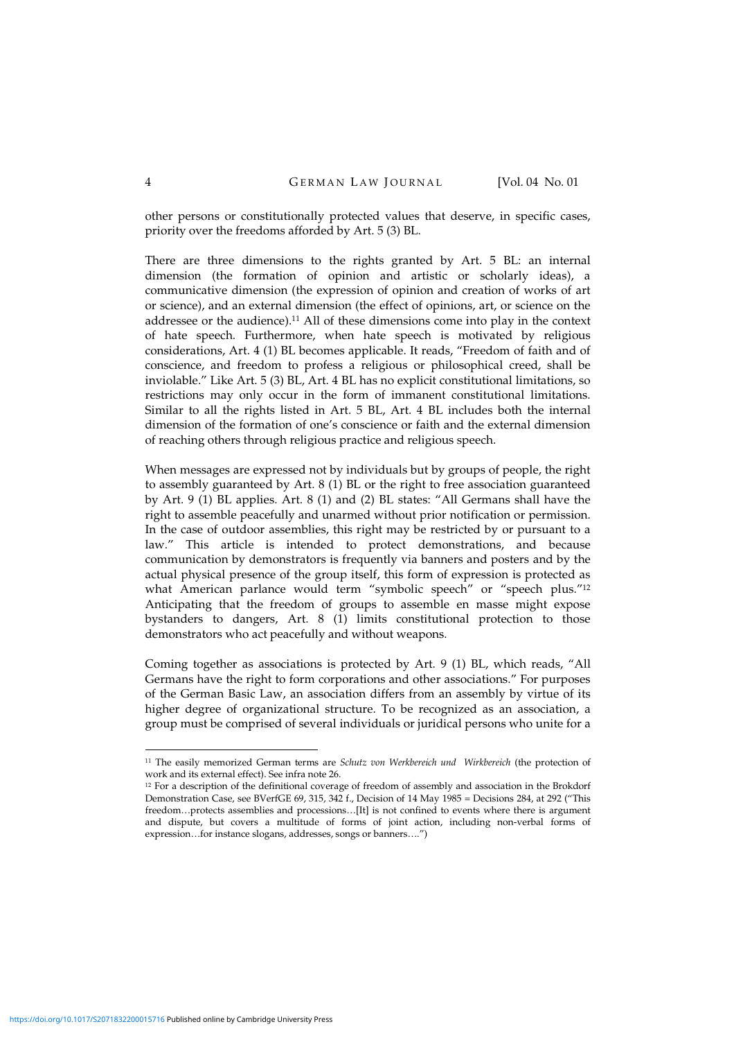other persons or constitutionally protected values that deserve, in specific cases, priority over the freedoms afforded by Art. 5 (3) BL.

There are three dimensions to the rights granted by Art. 5 BL: an internal dimension (the formation of opinion and artistic or scholarly ideas), a communicative dimension (the expression of opinion and creation of works of art or science), and an external dimension (the effect of opinions, art, or science on the addressee or the audience).[11] All of these dimensions come into play in the context of hate speech. Furthermore, when hate speech is motivated by religious considerations, Art. 4 (1) BL becomes applicable. It reads, "Freedom of faith and of conscience, and freedom to profess a religious or philosophical creed, shall be inviolable." Like Art. 5 (3) BL, Art. 4 BL has no explicit constitutional limitations, so restrictions may only occur in the form of immanent constitutional limitations. Similar to all the rights listed in Art. 5 BL, Art. 4 BL includes both the internal dimension of the formation of one's conscience or faith and the external dimension of reaching others through religious practice and religious speech.

When messages are expressed not by individuals but by groups of people, the right to assembly guaranteed by Art. 8 (1) BL or the right to free association guaranteed by Art. 9 (1) BL applies. Art. 8 (1) and (2) BL states: "All Germans shall have the right to assemble peacefully and unarmed without prior notification or permission. In the case of outdoor assemblies, this right may be restricted by or pursuant to a law." This article is intended to protect demonstrations, and because communication by demonstrators is frequently via banners and posters and by the actual physical presence of the group itself, this form of expression is protected as what American parlance would term "symbolic speech" or "speech plus."[12] Anticipating that the freedom of groups to assemble en masse might expose bystanders to dangers, Art. 8 (1) limits constitutional protection to those demonstrators who act peacefully and without weapons.

Coming together as associations is protected by Art. 9 (1) BL, which reads, "All Germans have the right to form corporations and other associations." For purposes of the German Basic Law, an association differs from an assembly by virtue of its higher degree of organizational structure. To be recognized as an association, a group must be comprised of several individuals or juridical persons who unite for a

---

[11] The easily memorized German terms are *Schutz von Werkbereich und Wirkbereich* (the protection of work and its external effect). See infra note 26.

[12] For a description of the definitional coverage of freedom of assembly and association in the Brokdorf Demonstration Case, see BVerfGE 69, 315, 342 f., Decision of 14 May 1985 = Decisions 284, at 292 ("This freedom…protects assemblies and processions…[It] is not confined to events where there is argument and dispute, but covers a multitude of forms of joint action, including non-verbal forms of expression…for instance slogans, addresses, songs or banners….")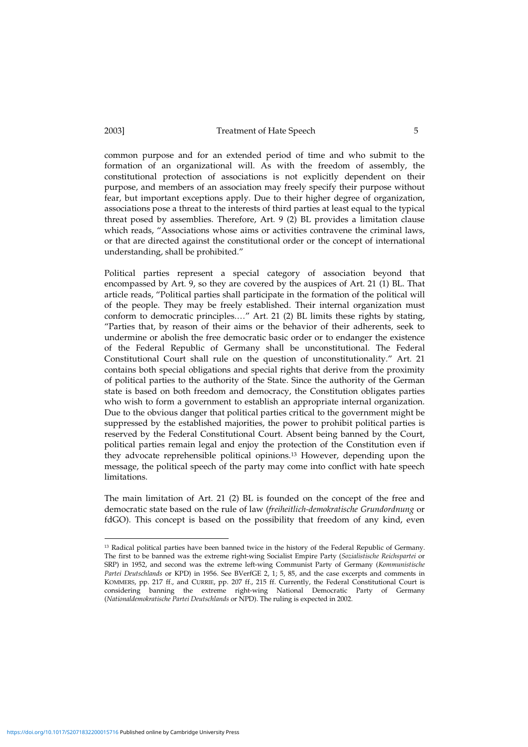common purpose and for an extended period of time and who submit to the formation of an organizational will. As with the freedom of assembly, the constitutional protection of associations is not explicitly dependent on their purpose, and members of an association may freely specify their purpose without fear, but important exceptions apply. Due to their higher degree of organization, associations pose a threat to the interests of third parties at least equal to the typical threat posed by assemblies. Therefore, Art. 9 (2) BL provides a limitation clause which reads, "Associations whose aims or activities contravene the criminal laws, or that are directed against the constitutional order or the concept of international understanding, shall be prohibited."

Political parties represent a special category of association beyond that encompassed by Art. 9, so they are covered by the auspices of Art. 21 (1) BL. That article reads, "Political parties shall participate in the formation of the political will of the people. They may be freely established. Their internal organization must conform to democratic principles.…" Art. 21 (2) BL limits these rights by stating, "Parties that, by reason of their aims or the behavior of their adherents, seek to undermine or abolish the free democratic basic order or to endanger the existence of the Federal Republic of Germany shall be unconstitutional. The Federal Constitutional Court shall rule on the question of unconstitutionality." Art. 21 contains both special obligations and special rights that derive from the proximity of political parties to the authority of the State. Since the authority of the German state is based on both freedom and democracy, the Constitution obligates parties who wish to form a government to establish an appropriate internal organization. Due to the obvious danger that political parties critical to the government might be suppressed by the established majorities, the power to prohibit political parties is reserved by the Federal Constitutional Court. Absent being banned by the Court, political parties remain legal and enjoy the protection of the Constitution even if they advocate reprehensible political opinions.[13] However, depending upon the message, the political speech of the party may come into conflict with hate speech limitations.

The main limitation of Art. 21 (2) BL is founded on the concept of the free and democratic state based on the rule of law (*freiheitlich-demokratische Grundordnung* or fdGO). This concept is based on the possibility that freedom of any kind, even

---

[13] Radical political parties have been banned twice in the history of the Federal Republic of Germany. The first to be banned was the extreme right-wing Socialist Empire Party (*Sozialistische Reichspartei* or SRP) in 1952, and second was the extreme left-wing Communist Party of Germany (*Kommunistische Partei Deutschlands* or KPD) in 1956. See BVerfGE 2, 1; 5, 85, and the case excerpts and comments in KOMMERS, pp. 217 ff., and CURRIE, pp. 207 ff., 215 ff. Currently, the Federal Constitutional Court is considering banning the extreme right-wing National Democratic Party of Germany (*Nationaldemokratische Partei Deutschlands* or NPD). The ruling is expected in 2002.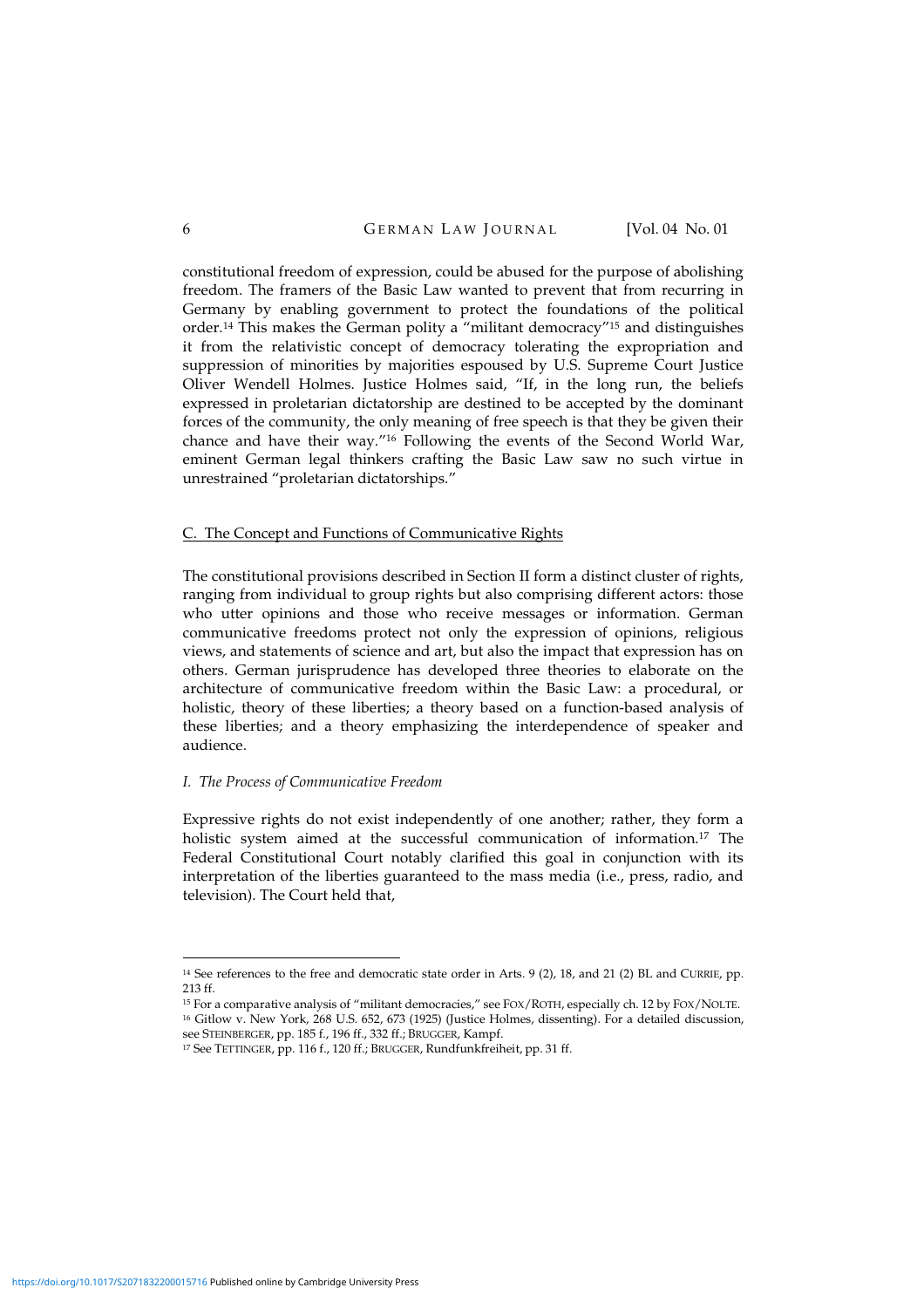constitutional freedom of expression, could be abused for the purpose of abolishing freedom. The framers of the Basic Law wanted to prevent that from recurring in Germany by enabling government to protect the foundations of the political order.[14] This makes the German polity a "militant democracy"[15] and distinguishes it from the relativistic concept of democracy tolerating the expropriation and suppression of minorities by majorities espoused by U.S. Supreme Court Justice Oliver Wendell Holmes. Justice Holmes said, "If, in the long run, the beliefs expressed in proletarian dictatorship are destined to be accepted by the dominant forces of the community, the only meaning of free speech is that they be given their chance and have their way."[16] Following the events of the Second World War, eminent German legal thinkers crafting the Basic Law saw no such virtue in unrestrained "proletarian dictatorships."

## C. The Concept and Functions of Communicative Rights

The constitutional provisions described in Section II form a distinct cluster of rights, ranging from individual to group rights but also comprising different actors: those who utter opinions and those who receive messages or information. German communicative freedoms protect not only the expression of opinions, religious views, and statements of science and art, but also the impact that expression has on others. German jurisprudence has developed three theories to elaborate on the architecture of communicative freedom within the Basic Law: a procedural, or holistic, theory of these liberties; a theory based on a function-based analysis of these liberties; and a theory emphasizing the interdependence of speaker and audience.

### *I. The Process of Communicative Freedom*

Expressive rights do not exist independently of one another; rather, they form a holistic system aimed at the successful communication of information.[17] The Federal Constitutional Court notably clarified this goal in conjunction with its interpretation of the liberties guaranteed to the mass media (i.e., press, radio, and television). The Court held that,

---

[14] See references to the free and democratic state order in Arts. 9 (2), 18, and 21 (2) BL and CURRIE, pp. 213 ff.

[15] For a comparative analysis of "militant democracies," see FOX/ROTH, especially ch. 12 by FOX/NOLTE.

[16] Gitlow v. New York, 268 U.S. 652, 673 (1925) (Justice Holmes, dissenting). For a detailed discussion, see STEINBERGER, pp. 185 f., 196 ff., 332 ff.; BRUGGER, Kampf.

[17] See TETTINGER, pp. 116 f., 120 ff.; BRUGGER, Rundfunkfreiheit, pp. 31 ff.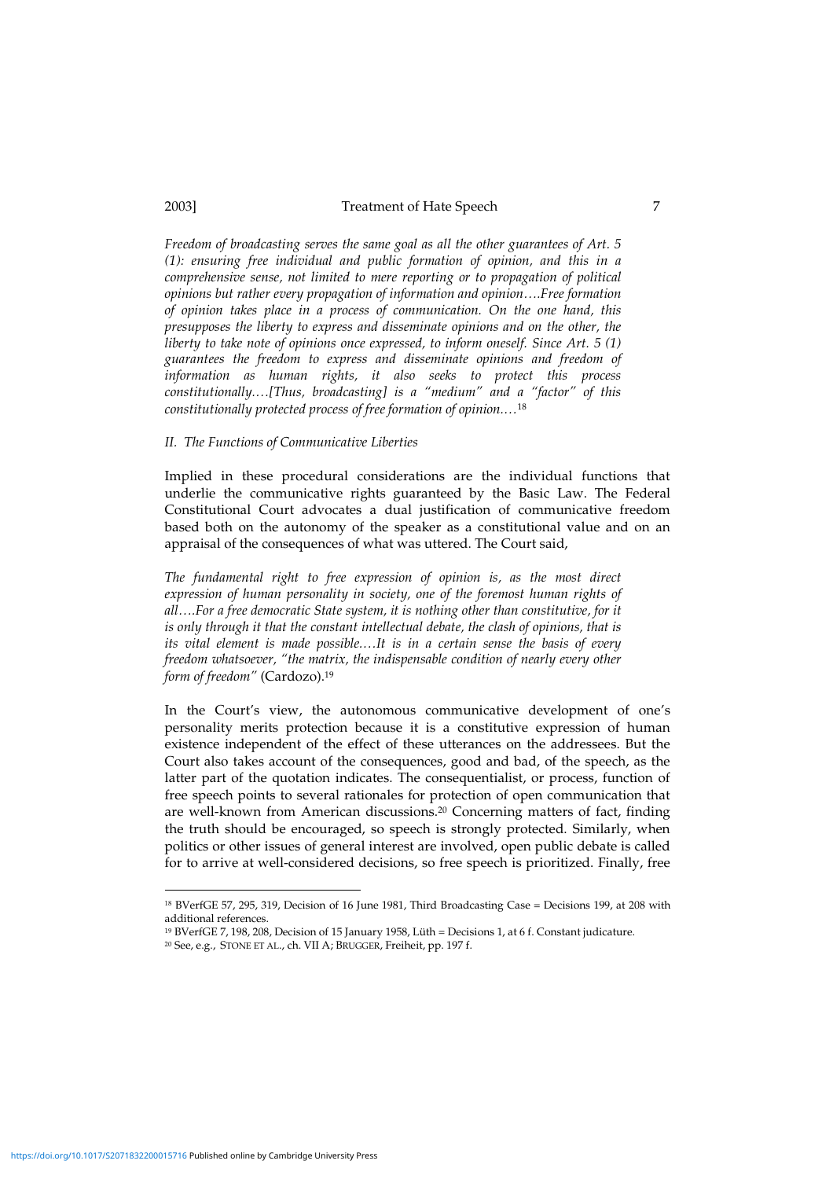*Freedom of broadcasting serves the same goal as all the other guarantees of Art. 5 (1): ensuring free individual and public formation of opinion, and this in a comprehensive sense, not limited to mere reporting or to propagation of political opinions but rather every propagation of information and opinion….Free formation of opinion takes place in a process of communication. On the one hand, this presupposes the liberty to express and disseminate opinions and on the other, the liberty to take note of opinions once expressed, to inform oneself. Since Art. 5 (1) guarantees the freedom to express and disseminate opinions and freedom of information as human rights, it also seeks to protect this process constitutionally….[Thus, broadcasting] is a "medium" and a "factor" of this constitutionally protected process of free formation of opinion….*[18]

### *II. The Functions of Communicative Liberties*

Implied in these procedural considerations are the individual functions that underlie the communicative rights guaranteed by the Basic Law. The Federal Constitutional Court advocates a dual justification of communicative freedom based both on the autonomy of the speaker as a constitutional value and on an appraisal of the consequences of what was uttered. The Court said,

*The fundamental right to free expression of opinion is, as the most direct expression of human personality in society, one of the foremost human rights of all….For a free democratic State system, it is nothing other than constitutive, for it is only through it that the constant intellectual debate, the clash of opinions, that is its vital element is made possible….It is in a certain sense the basis of every freedom whatsoever, "the matrix, the indispensable condition of nearly every other form of freedom"* (Cardozo).[19]

In the Court's view, the autonomous communicative development of one's personality merits protection because it is a constitutive expression of human existence independent of the effect of these utterances on the addressees. But the Court also takes account of the consequences, good and bad, of the speech, as the latter part of the quotation indicates. The consequentialist, or process, function of free speech points to several rationales for protection of open communication that are well-known from American discussions.[20] Concerning matters of fact, finding the truth should be encouraged, so speech is strongly protected. Similarly, when politics or other issues of general interest are involved, open public debate is called for to arrive at well-considered decisions, so free speech is prioritized. Finally, free

---

[18] BVerfGE 57, 295, 319, Decision of 16 June 1981, Third Broadcasting Case = Decisions 199, at 208 with additional references.

[19] BVerfGE 7, 198, 208, Decision of 15 January 1958, Lüth = Decisions 1, at 6 f. Constant judicature.

[20] See, e.g., STONE ET AL., ch. VII A; BRUGGER, Freiheit, pp. 197 f.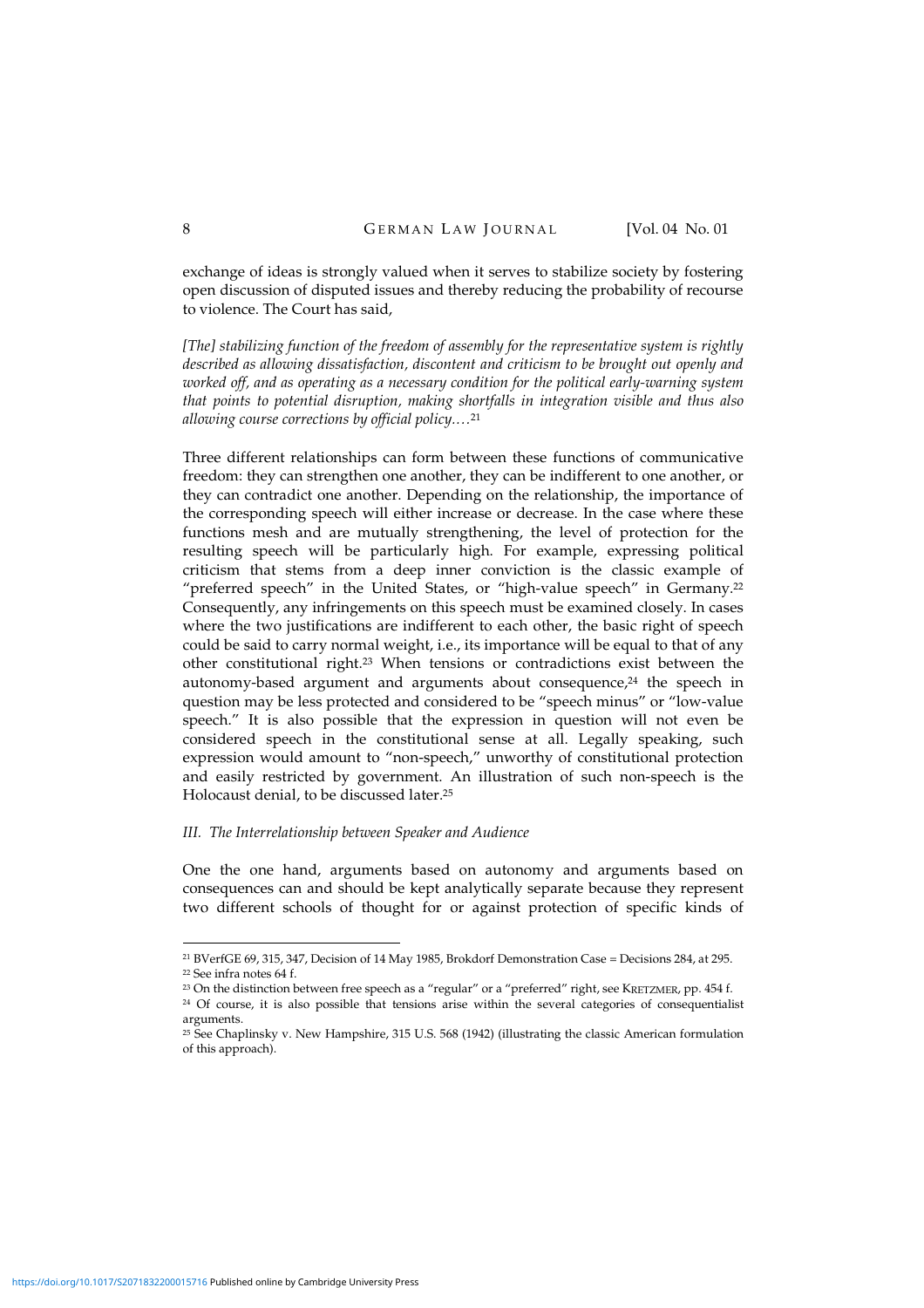exchange of ideas is strongly valued when it serves to stabilize society by fostering open discussion of disputed issues and thereby reducing the probability of recourse to violence. The Court has said,

*[The] stabilizing function of the freedom of assembly for the representative system is rightly described as allowing dissatisfaction, discontent and criticism to be brought out openly and worked off, and as operating as a necessary condition for the political early-warning system that points to potential disruption, making shortfalls in integration visible and thus also allowing course corrections by official policy….*[21]

Three different relationships can form between these functions of communicative freedom: they can strengthen one another, they can be indifferent to one another, or they can contradict one another. Depending on the relationship, the importance of the corresponding speech will either increase or decrease. In the case where these functions mesh and are mutually strengthening, the level of protection for the resulting speech will be particularly high. For example, expressing political criticism that stems from a deep inner conviction is the classic example of "preferred speech" in the United States, or "high-value speech" in Germany.[22] Consequently, any infringements on this speech must be examined closely. In cases where the two justifications are indifferent to each other, the basic right of speech could be said to carry normal weight, i.e., its importance will be equal to that of any other constitutional right.[23] When tensions or contradictions exist between the autonomy-based argument and arguments about consequence,[24] the speech in question may be less protected and considered to be "speech minus" or "low-value speech." It is also possible that the expression in question will not even be considered speech in the constitutional sense at all. Legally speaking, such expression would amount to "non-speech," unworthy of constitutional protection and easily restricted by government. An illustration of such non-speech is the Holocaust denial, to be discussed later.[25]

### *III. The Interrelationship between Speaker and Audience*

One the one hand, arguments based on autonomy and arguments based on consequences can and should be kept analytically separate because they represent two different schools of thought for or against protection of specific kinds of

---

[21] BVerfGE 69, 315, 347, Decision of 14 May 1985, Brokdorf Demonstration Case = Decisions 284, at 295.

[22] See infra notes 64 f.

[23] On the distinction between free speech as a "regular" or a "preferred" right, see KRETZMER, pp. 454 f.

[24] Of course, it is also possible that tensions arise within the several categories of consequentialist arguments.

[25] See Chaplinsky v. New Hampshire, 315 U.S. 568 (1942) (illustrating the classic American formulation of this approach).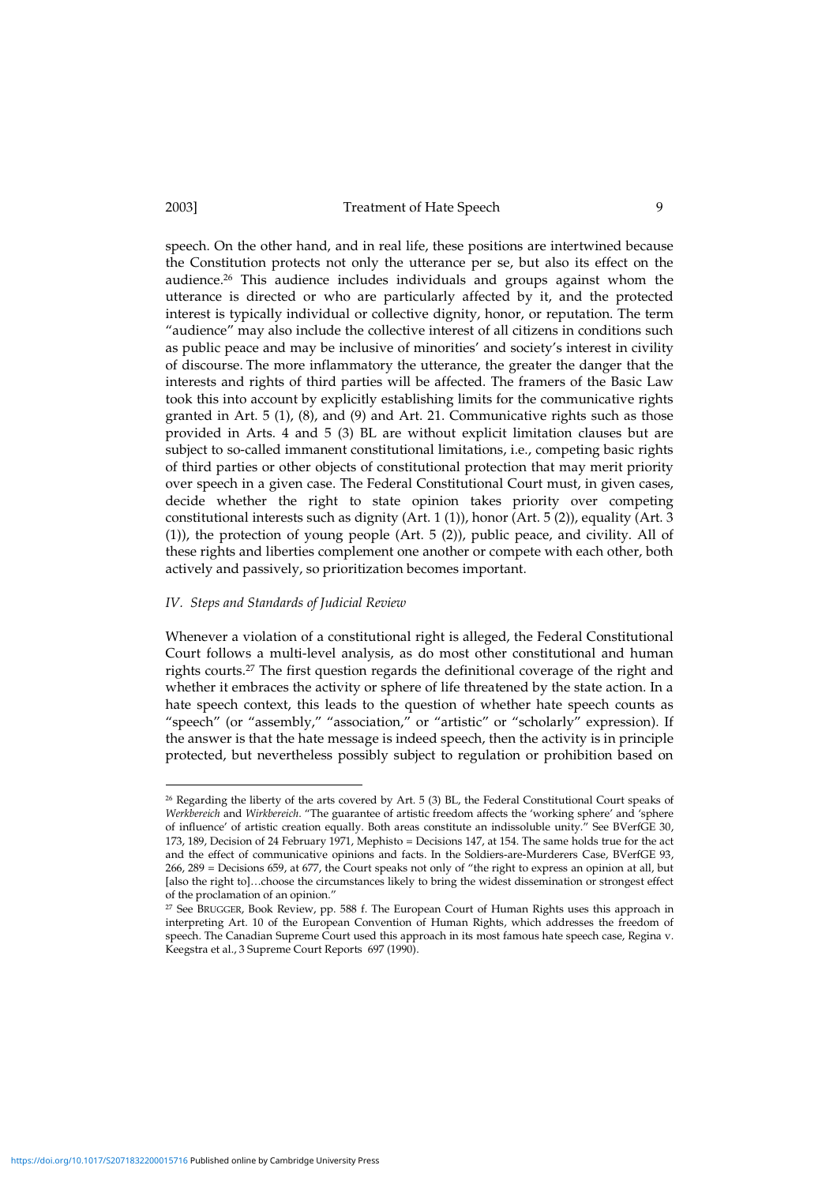speech. On the other hand, and in real life, these positions are intertwined because the Constitution protects not only the utterance per se, but also its effect on the audience.[26] This audience includes individuals and groups against whom the utterance is directed or who are particularly affected by it, and the protected interest is typically individual or collective dignity, honor, or reputation. The term "audience" may also include the collective interest of all citizens in conditions such as public peace and may be inclusive of minorities' and society's interest in civility of discourse. The more inflammatory the utterance, the greater the danger that the interests and rights of third parties will be affected. The framers of the Basic Law took this into account by explicitly establishing limits for the communicative rights granted in Art. 5 (1), (8), and (9) and Art. 21. Communicative rights such as those provided in Arts. 4 and 5 (3) BL are without explicit limitation clauses but are subject to so-called immanent constitutional limitations, i.e., competing basic rights of third parties or other objects of constitutional protection that may merit priority over speech in a given case. The Federal Constitutional Court must, in given cases, decide whether the right to state opinion takes priority over competing constitutional interests such as dignity (Art. 1 (1)), honor (Art. 5 (2)), equality (Art. 3 (1)), the protection of young people (Art. 5 (2)), public peace, and civility. All of these rights and liberties complement one another or compete with each other, both actively and passively, so prioritization becomes important.

### *IV. Steps and Standards of Judicial Review*

Whenever a violation of a constitutional right is alleged, the Federal Constitutional Court follows a multi-level analysis, as do most other constitutional and human rights courts.[27] The first question regards the definitional coverage of the right and whether it embraces the activity or sphere of life threatened by the state action. In a hate speech context, this leads to the question of whether hate speech counts as "speech" (or "assembly," "association," or "artistic" or "scholarly" expression). If the answer is that the hate message is indeed speech, then the activity is in principle protected, but nevertheless possibly subject to regulation or prohibition based on

---

[26] Regarding the liberty of the arts covered by Art. 5 (3) BL, the Federal Constitutional Court speaks of *Werkbereich* and *Wirkbereich*. "The guarantee of artistic freedom affects the 'working sphere' and 'sphere of influence' of artistic creation equally. Both areas constitute an indissoluble unity." See BVerfGE 30, 173, 189, Decision of 24 February 1971, Mephisto = Decisions 147, at 154. The same holds true for the act and the effect of communicative opinions and facts. In the Soldiers-are-Murderers Case, BVerfGE 93, 266, 289 = Decisions 659, at 677, the Court speaks not only of "the right to express an opinion at all, but [also the right to]…choose the circumstances likely to bring the widest dissemination or strongest effect of the proclamation of an opinion."

[27] See BRUGGER, Book Review, pp. 588 f. The European Court of Human Rights uses this approach in interpreting Art. 10 of the European Convention of Human Rights, which addresses the freedom of speech. The Canadian Supreme Court used this approach in its most famous hate speech case, Regina v. Keegstra et al., 3 Supreme Court Reports 697 (1990).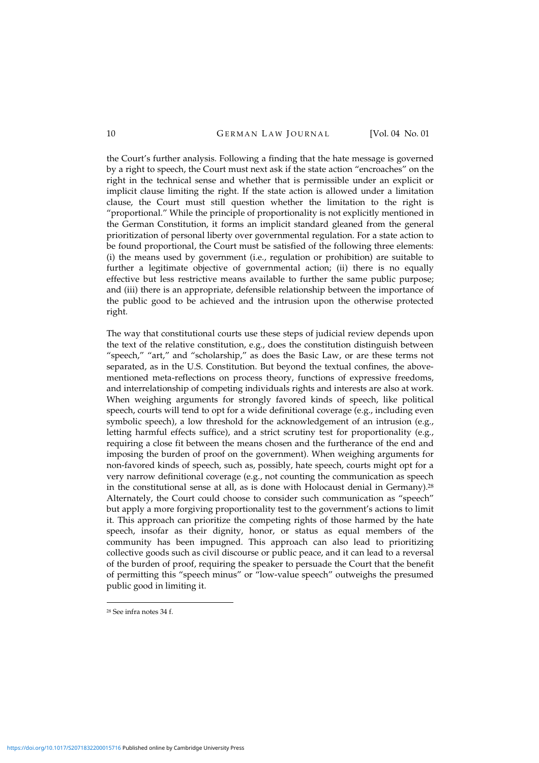the Court's further analysis. Following a finding that the hate message is governed by a right to speech, the Court must next ask if the state action "encroaches" on the right in the technical sense and whether that is permissible under an explicit or implicit clause limiting the right. If the state action is allowed under a limitation clause, the Court must still question whether the limitation to the right is "proportional." While the principle of proportionality is not explicitly mentioned in the German Constitution, it forms an implicit standard gleaned from the general prioritization of personal liberty over governmental regulation. For a state action to be found proportional, the Court must be satisfied of the following three elements: (i) the means used by government (i.e., regulation or prohibition) are suitable to further a legitimate objective of governmental action; (ii) there is no equally effective but less restrictive means available to further the same public purpose; and (iii) there is an appropriate, defensible relationship between the importance of the public good to be achieved and the intrusion upon the otherwise protected right.

The way that constitutional courts use these steps of judicial review depends upon the text of the relative constitution, e.g., does the constitution distinguish between "speech," "art," and "scholarship," as does the Basic Law, or are these terms not separated, as in the U.S. Constitution. But beyond the textual confines, the above-mentioned meta-reflections on process theory, functions of expressive freedoms, and interrelationship of competing individuals rights and interests are also at work. When weighing arguments for strongly favored kinds of speech, like political speech, courts will tend to opt for a wide definitional coverage (e.g., including even symbolic speech), a low threshold for the acknowledgement of an intrusion (e.g., letting harmful effects suffice), and a strict scrutiny test for proportionality (e.g., requiring a close fit between the means chosen and the furtherance of the end and imposing the burden of proof on the government). When weighing arguments for non-favored kinds of speech, such as, possibly, hate speech, courts might opt for a very narrow definitional coverage (e.g., not counting the communication as speech in the constitutional sense at all, as is done with Holocaust denial in Germany).[28] Alternately, the Court could choose to consider such communication as "speech" but apply a more forgiving proportionality test to the government's actions to limit it. This approach can prioritize the competing rights of those harmed by the hate speech, insofar as their dignity, honor, or status as equal members of the community has been impugned. This approach can also lead to prioritizing collective goods such as civil discourse or public peace, and it can lead to a reversal of the burden of proof, requiring the speaker to persuade the Court that the benefit of permitting this "speech minus" or "low-value speech" outweighs the presumed public good in limiting it.

[28] See infra notes 34 f.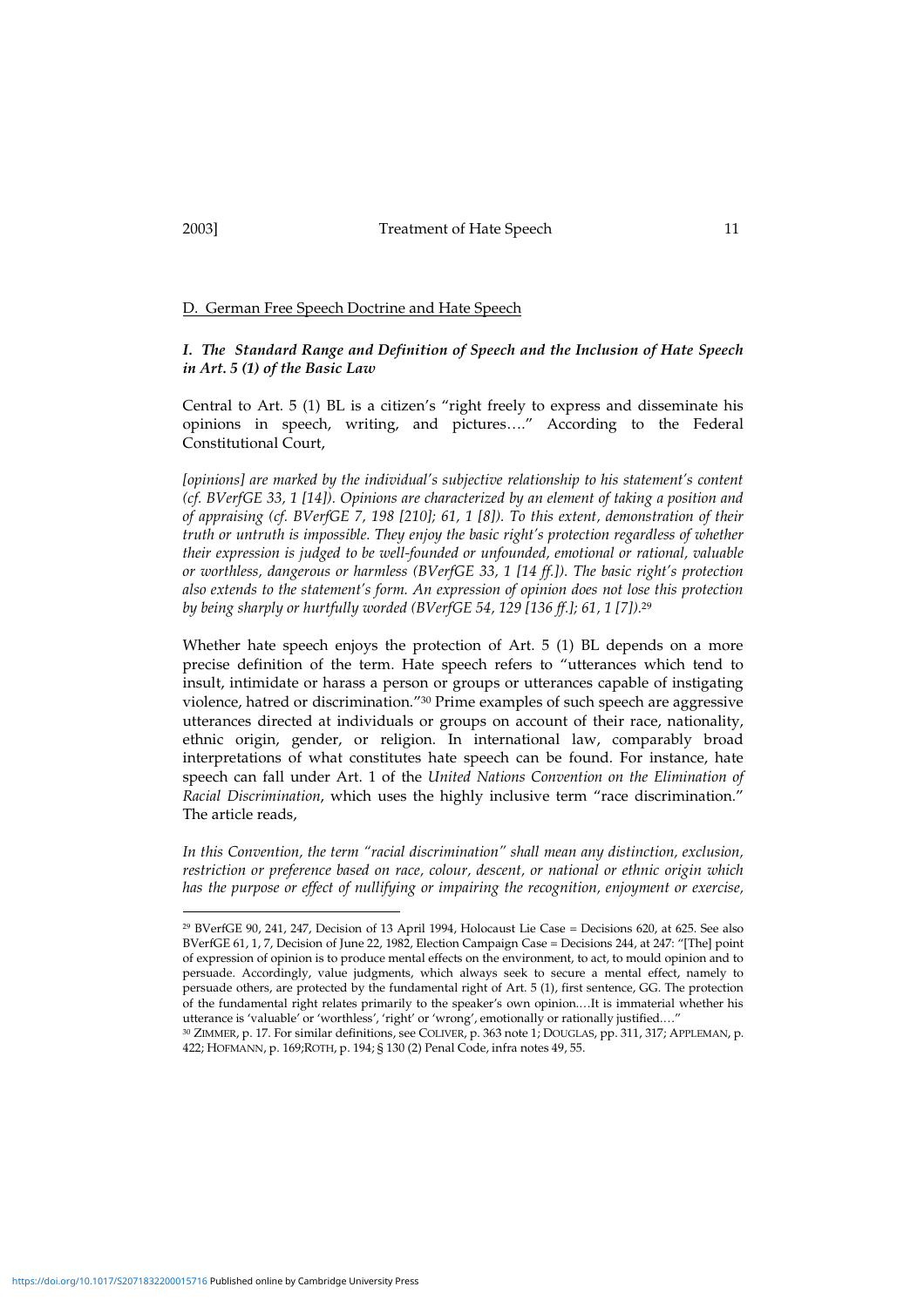## D. German Free Speech Doctrine and Hate Speech

### *I. The Standard Range and Definition of Speech and the Inclusion of Hate Speech in Art. 5 (1) of the Basic Law*

Central to Art. 5 (1) BL is a citizen's "right freely to express and disseminate his opinions in speech, writing, and pictures…." According to the Federal Constitutional Court,

*[opinions] are marked by the individual's subjective relationship to his statement's content (cf. BVerfGE 33, 1 [14]). Opinions are characterized by an element of taking a position and of appraising (cf. BVerfGE 7, 198 [210]; 61, 1 [8]). To this extent, demonstration of their truth or untruth is impossible. They enjoy the basic right's protection regardless of whether their expression is judged to be well-founded or unfounded, emotional or rational, valuable or worthless, dangerous or harmless (BVerfGE 33, 1 [14 ff.]). The basic right's protection also extends to the statement's form. An expression of opinion does not lose this protection by being sharply or hurtfully worded (BVerfGE 54, 129 [136 ff.]; 61, 1 [7]).*[29]

Whether hate speech enjoys the protection of Art. 5 (1) BL depends on a more precise definition of the term. Hate speech refers to "utterances which tend to insult, intimidate or harass a person or groups or utterances capable of instigating violence, hatred or discrimination."[30] Prime examples of such speech are aggressive utterances directed at individuals or groups on account of their race, nationality, ethnic origin, gender, or religion. In international law, comparably broad interpretations of what constitutes hate speech can be found. For instance, hate speech can fall under Art. 1 of the *United Nations Convention on the Elimination of Racial Discrimination*, which uses the highly inclusive term "race discrimination." The article reads,

*In this Convention, the term "racial discrimination" shall mean any distinction, exclusion, restriction or preference based on race, colour, descent, or national or ethnic origin which has the purpose or effect of nullifying or impairing the recognition, enjoyment or exercise,*

---

[29] BVerfGE 90, 241, 247, Decision of 13 April 1994, Holocaust Lie Case = Decisions 620, at 625. See also BVerfGE 61, 1, 7, Decision of June 22, 1982, Election Campaign Case = Decisions 244, at 247: "[The] point of expression of opinion is to produce mental effects on the environment, to act, to mould opinion and to persuade. Accordingly, value judgments, which always seek to secure a mental effect, namely to persuade others, are protected by the fundamental right of Art. 5 (1), first sentence, GG. The protection of the fundamental right relates primarily to the speaker's own opinion.…It is immaterial whether his utterance is 'valuable' or 'worthless', 'right' or 'wrong', emotionally or rationally justified.…"

[30] ZIMMER, p. 17. For similar definitions, see COLIVER, p. 363 note 1; DOUGLAS, pp. 311, 317; APPLEMAN, p. 422; HOFMANN, p. 169; ROTH, p. 194; § 130 (2) Penal Code, infra notes 49, 55.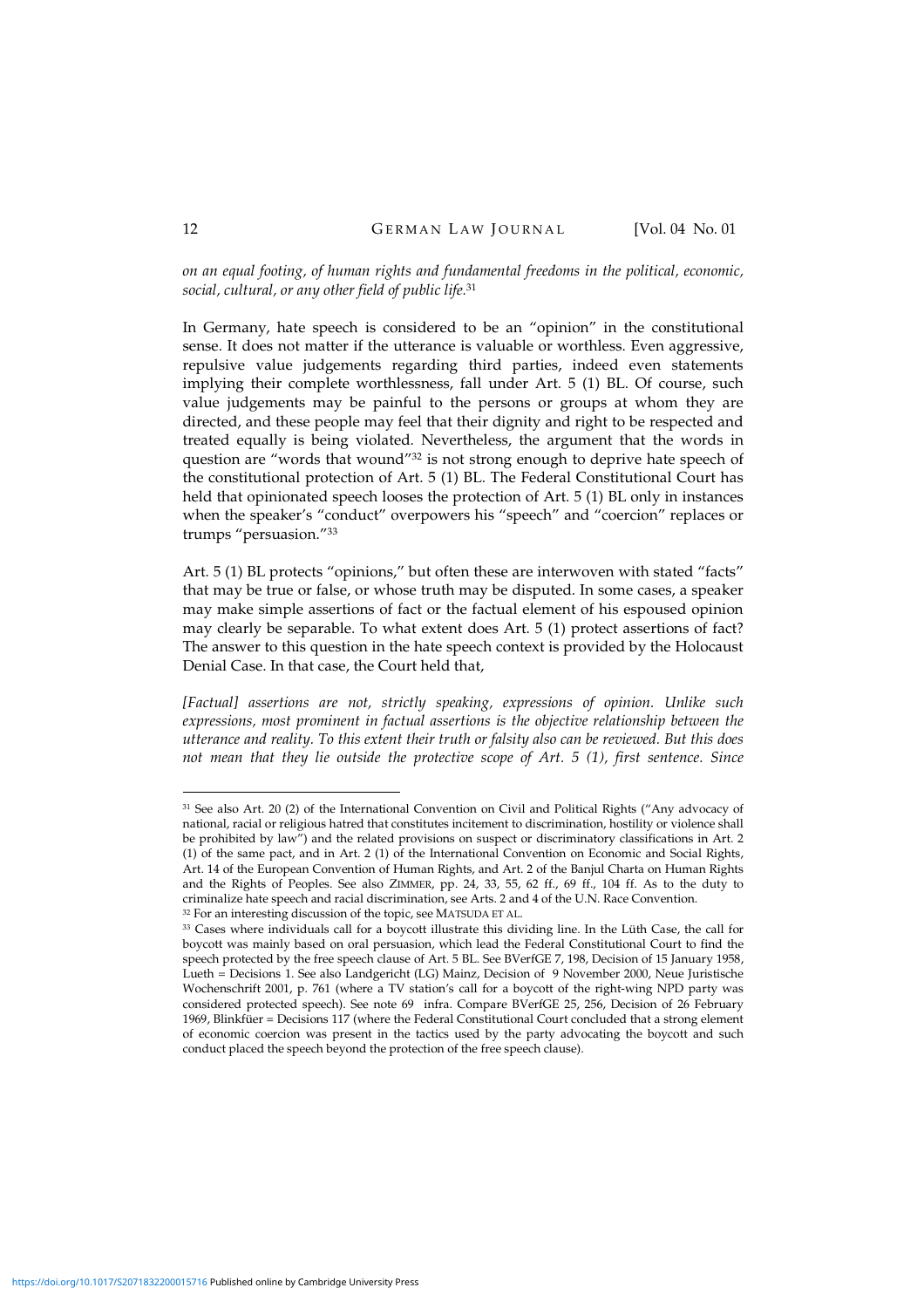*on an equal footing, of human rights and fundamental freedoms in the political, economic, social, cultural, or any other field of public life.*[31]

In Germany, hate speech is considered to be an "opinion" in the constitutional sense. It does not matter if the utterance is valuable or worthless. Even aggressive, repulsive value judgements regarding third parties, indeed even statements implying their complete worthlessness, fall under Art. 5 (1) BL. Of course, such value judgements may be painful to the persons or groups at whom they are directed, and these people may feel that their dignity and right to be respected and treated equally is being violated. Nevertheless, the argument that the words in question are "words that wound"[32] is not strong enough to deprive hate speech of the constitutional protection of Art. 5 (1) BL. The Federal Constitutional Court has held that opinionated speech looses the protection of Art. 5 (1) BL only in instances when the speaker's "conduct" overpowers his "speech" and "coercion" replaces or trumps "persuasion."[33]

Art. 5 (1) BL protects "opinions," but often these are interwoven with stated "facts" that may be true or false, or whose truth may be disputed. In some cases, a speaker may make simple assertions of fact or the factual element of his espoused opinion may clearly be separable. To what extent does Art. 5 (1) protect assertions of fact? The answer to this question in the hate speech context is provided by the Holocaust Denial Case. In that case, the Court held that,

*[Factual] assertions are not, strictly speaking, expressions of opinion. Unlike such expressions, most prominent in factual assertions is the objective relationship between the utterance and reality. To this extent their truth or falsity also can be reviewed. But this does not mean that they lie outside the protective scope of Art. 5 (1), first sentence. Since*

---

[31] See also Art. 20 (2) of the International Convention on Civil and Political Rights ("Any advocacy of national, racial or religious hatred that constitutes incitement to discrimination, hostility or violence shall be prohibited by law") and the related provisions on suspect or discriminatory classifications in Art. 2 (1) of the same pact, and in Art. 2 (1) of the International Convention on Economic and Social Rights, Art. 14 of the European Convention of Human Rights, and Art. 2 of the Banjul Charta on Human Rights and the Rights of Peoples. See also ZIMMER, pp. 24, 33, 55, 62 ff., 69 ff., 104 ff. As to the duty to criminalize hate speech and racial discrimination, see Arts. 2 and 4 of the U.N. Race Convention.

[32] For an interesting discussion of the topic, see MATSUDA ET AL.

[33] Cases where individuals call for a boycott illustrate this dividing line. In the Lüth Case, the call for boycott was mainly based on oral persuasion, which lead the Federal Constitutional Court to find the speech protected by the free speech clause of Art. 5 BL. See BVerfGE 7, 198, Decision of 15 January 1958, Lueth = Decisions 1. See also Landgericht (LG) Mainz, Decision of 9 November 2000, Neue Juristische Wochenschrift 2001, p. 761 (where a TV station's call for a boycott of the right-wing NPD party was considered protected speech). See note 69 infra. Compare BVerfGE 25, 256, Decision of 26 February 1969, Blinkfüer = Decisions 117 (where the Federal Constitutional Court concluded that a strong element of economic coercion was present in the tactics used by the party advocating the boycott and such conduct placed the speech beyond the protection of the free speech clause).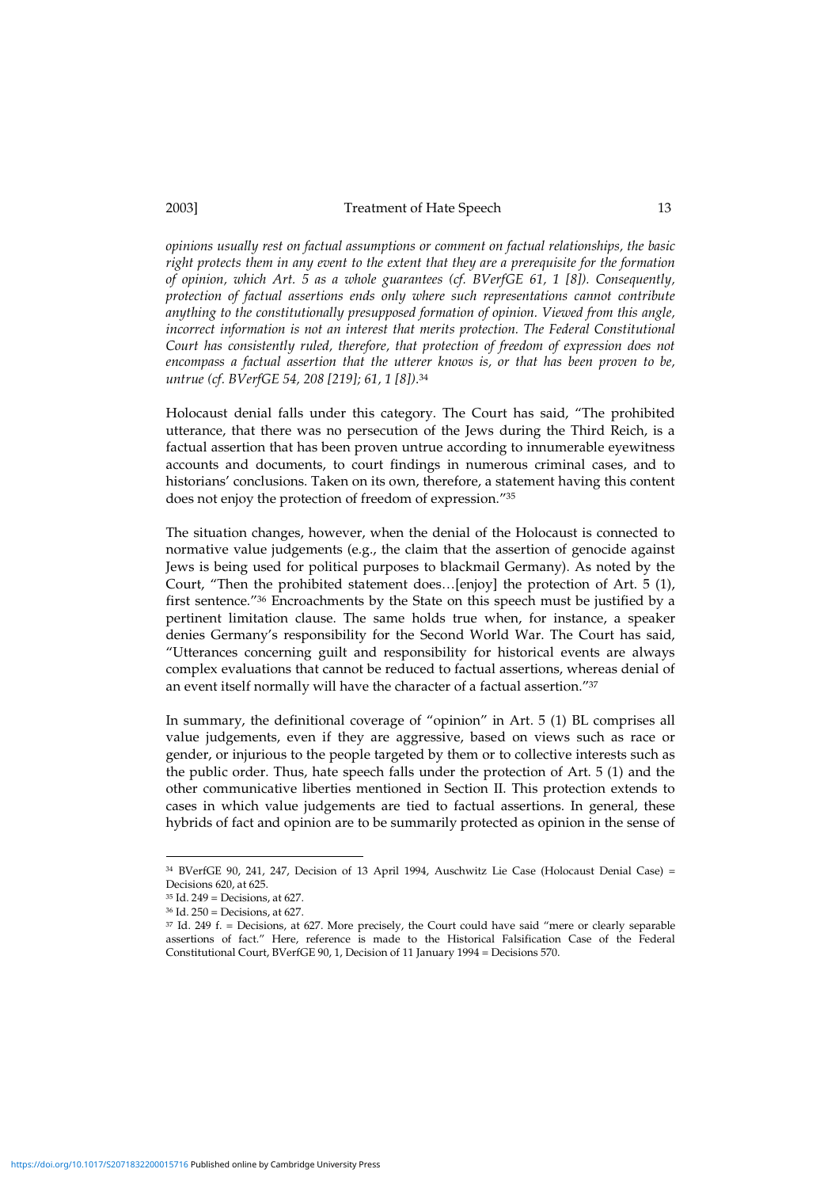*opinions usually rest on factual assumptions or comment on factual relationships, the basic right protects them in any event to the extent that they are a prerequisite for the formation of opinion, which Art. 5 as a whole guarantees (cf. BVerfGE 61, 1 [8]). Consequently, protection of factual assertions ends only where such representations cannot contribute anything to the constitutionally presupposed formation of opinion. Viewed from this angle, incorrect information is not an interest that merits protection. The Federal Constitutional Court has consistently ruled, therefore, that protection of freedom of expression does not encompass a factual assertion that the utterer knows is, or that has been proven to be, untrue (cf. BVerfGE 54, 208 [219]; 61, 1 [8]).*[34]

Holocaust denial falls under this category. The Court has said, "The prohibited utterance, that there was no persecution of the Jews during the Third Reich, is a factual assertion that has been proven untrue according to innumerable eyewitness accounts and documents, to court findings in numerous criminal cases, and to historians' conclusions. Taken on its own, therefore, a statement having this content does not enjoy the protection of freedom of expression."[35]

The situation changes, however, when the denial of the Holocaust is connected to normative value judgements (e.g., the claim that the assertion of genocide against Jews is being used for political purposes to blackmail Germany). As noted by the Court, "Then the prohibited statement does…[enjoy] the protection of Art. 5 (1), first sentence."[36] Encroachments by the State on this speech must be justified by a pertinent limitation clause. The same holds true when, for instance, a speaker denies Germany's responsibility for the Second World War. The Court has said, "Utterances concerning guilt and responsibility for historical events are always complex evaluations that cannot be reduced to factual assertions, whereas denial of an event itself normally will have the character of a factual assertion."[37]

In summary, the definitional coverage of "opinion" in Art. 5 (1) BL comprises all value judgements, even if they are aggressive, based on views such as race or gender, or injurious to the people targeted by them or to collective interests such as the public order. Thus, hate speech falls under the protection of Art. 5 (1) and the other communicative liberties mentioned in Section II. This protection extends to cases in which value judgements are tied to factual assertions. In general, these hybrids of fact and opinion are to be summarily protected as opinion in the sense of

---

[34] BVerfGE 90, 241, 247, Decision of 13 April 1994, Auschwitz Lie Case (Holocaust Denial Case) = Decisions 620, at 625.

[35] Id. 249 = Decisions, at 627.

[36] Id. 250 = Decisions, at 627.

[37] Id. 249 f. = Decisions, at 627. More precisely, the Court could have said "mere or clearly separable assertions of fact." Here, reference is made to the Historical Falsification Case of the Federal Constitutional Court, BVerfGE 90, 1, Decision of 11 January 1994 = Decisions 570.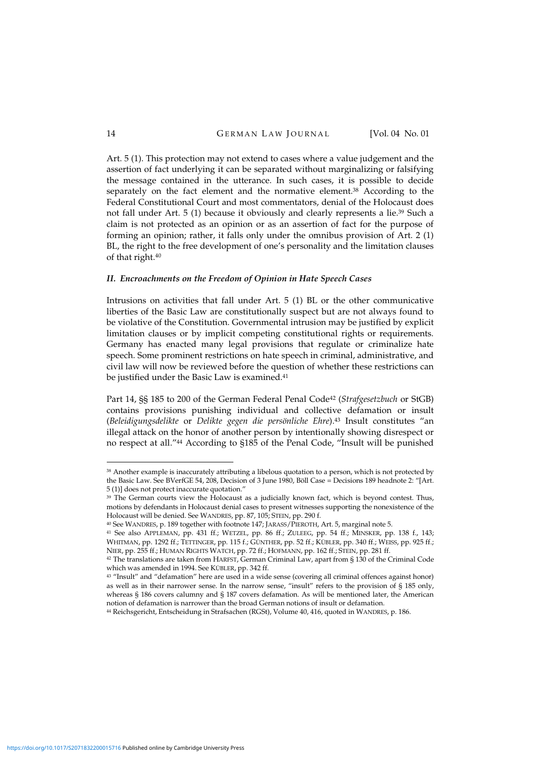Art. 5 (1). This protection may not extend to cases where a value judgement and the assertion of fact underlying it can be separated without marginalizing or falsifying the message contained in the utterance. In such cases, it is possible to decide separately on the fact element and the normative element.[38] According to the Federal Constitutional Court and most commentators, denial of the Holocaust does not fall under Art. 5 (1) because it obviously and clearly represents a lie.[39] Such a claim is not protected as an opinion or as an assertion of fact for the purpose of forming an opinion; rather, it falls only under the omnibus provision of Art. 2 (1) BL, the right to the free development of one's personality and the limitation clauses of that right.[40]

### *II. Encroachments on the Freedom of Opinion in Hate Speech Cases*

Intrusions on activities that fall under Art. 5 (1) BL or the other communicative liberties of the Basic Law are constitutionally suspect but are not always found to be violative of the Constitution. Governmental intrusion may be justified by explicit limitation clauses or by implicit competing constitutional rights or requirements. Germany has enacted many legal provisions that regulate or criminalize hate speech. Some prominent restrictions on hate speech in criminal, administrative, and civil law will now be reviewed before the question of whether these restrictions can be justified under the Basic Law is examined.[41]

Part 14, §§ 185 to 200 of the German Federal Penal Code[42] (*Strafgesetzbuch* or StGB) contains provisions punishing individual and collective defamation or insult (*Beleidigungsdelikte* or *Delikte gegen die persönliche Ehre*).[43] Insult constitutes "an illegal attack on the honor of another person by intentionally showing disrespect or no respect at all."[44] According to §185 of the Penal Code, "Insult will be punished

---

[38] Another example is inaccurately attributing a libelous quotation to a person, which is not protected by the Basic Law. See BVerfGE 54, 208, Decision of 3 June 1980, Böll Case = Decisions 189 headnote 2: "[Art. 5 (1)] does not protect inaccurate quotation."

[39] The German courts view the Holocaust as a judicially known fact, which is beyond contest. Thus, motions by defendants in Holocaust denial cases to present witnesses supporting the nonexistence of the Holocaust will be denied. See WANDRES, pp. 87, 105; STEIN, pp. 290 f.

[40] See WANDRES, p. 189 together with footnote 147; JARASS/PIEROTH, Art. 5, marginal note 5.

[41] See also APPLEMAN, pp. 431 ff.; WETZEL, pp. 86 ff.; ZULEEG, pp. 54 ff.; MINSKER, pp. 138 f., 143; WHITMAN, pp. 1292 ff.; TETTINGER, pp. 115 f.; GÜNTHER, pp. 52 ff.; KÜBLER, pp. 340 ff.; WEISS, pp. 925 ff.; NIER, pp. 255 ff.; HUMAN RIGHTS WATCH, pp. 72 ff.; HOFMANN, pp. 162 ff.; STEIN, pp. 281 ff.

[42] The translations are taken from HARFST, German Criminal Law, apart from § 130 of the Criminal Code which was amended in 1994. See KÜBLER, pp. 342 ff.

[43] "Insult" and "defamation" here are used in a wide sense (covering all criminal offences against honor) as well as in their narrower sense. In the narrow sense, "insult" refers to the provision of § 185 only, whereas § 186 covers calumny and § 187 covers defamation. As will be mentioned later, the American notion of defamation is narrower than the broad German notions of insult or defamation.

[44] Reichsgericht, Entscheidung in Strafsachen (RGSt), Volume 40, 416, quoted in WANDRES, p. 186.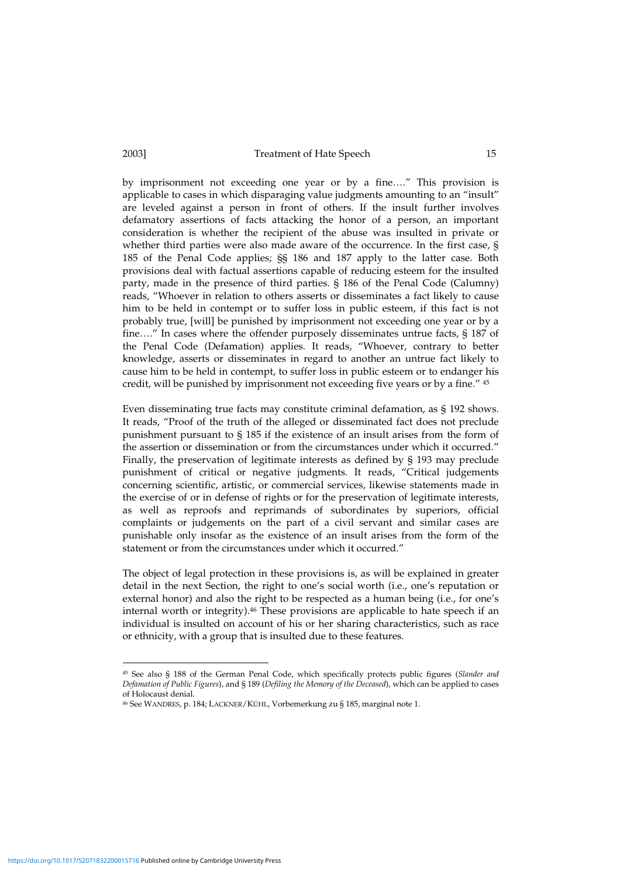by imprisonment not exceeding one year or by a fine…." This provision is applicable to cases in which disparaging value judgments amounting to an "insult" are leveled against a person in front of others. If the insult further involves defamatory assertions of facts attacking the honor of a person, an important consideration is whether the recipient of the abuse was insulted in private or whether third parties were also made aware of the occurrence. In the first case, § 185 of the Penal Code applies; §§ 186 and 187 apply to the latter case. Both provisions deal with factual assertions capable of reducing esteem for the insulted party, made in the presence of third parties. § 186 of the Penal Code (Calumny) reads, "Whoever in relation to others asserts or disseminates a fact likely to cause him to be held in contempt or to suffer loss in public esteem, if this fact is not probably true, [will] be punished by imprisonment not exceeding one year or by a fine…." In cases where the offender purposely disseminates untrue facts, § 187 of the Penal Code (Defamation) applies. It reads, "Whoever, contrary to better knowledge, asserts or disseminates in regard to another an untrue fact likely to cause him to be held in contempt, to suffer loss in public esteem or to endanger his credit, will be punished by imprisonment not exceeding five years or by a fine." [45]

Even disseminating true facts may constitute criminal defamation, as § 192 shows. It reads, "Proof of the truth of the alleged or disseminated fact does not preclude punishment pursuant to § 185 if the existence of an insult arises from the form of the assertion or dissemination or from the circumstances under which it occurred." Finally, the preservation of legitimate interests as defined by § 193 may preclude punishment of critical or negative judgments. It reads, "Critical judgements concerning scientific, artistic, or commercial services, likewise statements made in the exercise of or in defense of rights or for the preservation of legitimate interests, as well as reproofs and reprimands of subordinates by superiors, official complaints or judgements on the part of a civil servant and similar cases are punishable only insofar as the existence of an insult arises from the form of the statement or from the circumstances under which it occurred."

The object of legal protection in these provisions is, as will be explained in greater detail in the next Section, the right to one's social worth (i.e., one's reputation or external honor) and also the right to be respected as a human being (i.e., for one's internal worth or integrity).[46] These provisions are applicable to hate speech if an individual is insulted on account of his or her sharing characteristics, such as race or ethnicity, with a group that is insulted due to these features.

---

[45] See also § 188 of the German Penal Code, which specifically protects public figures (*Slander and Defamation of Public Figures*), and § 189 (*Defiling the Memory of the Deceased*), which can be applied to cases of Holocaust denial.

[46] See WANDRES, p. 184; LACKNER/KÜHL, Vorbemerkung zu § 185, marginal note 1.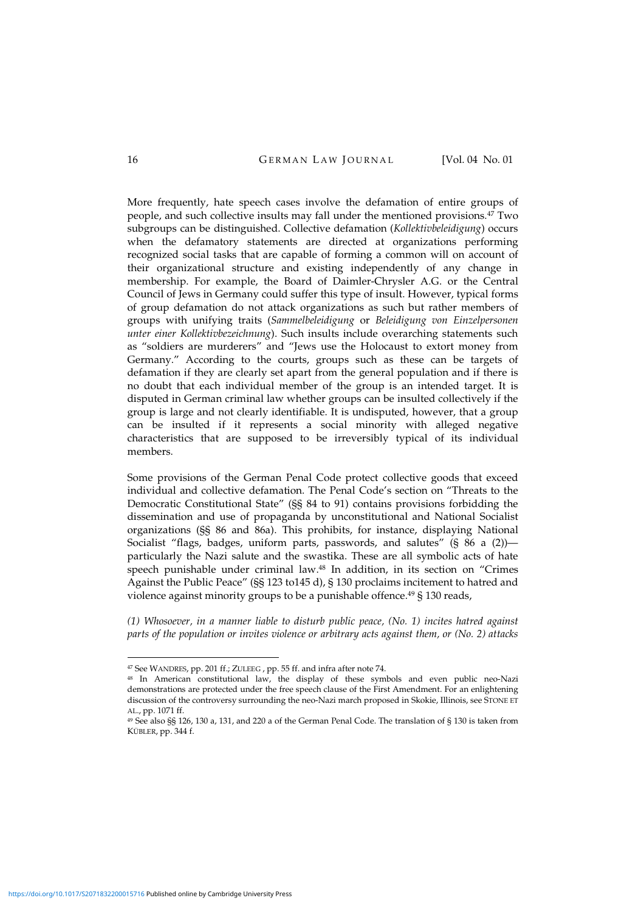More frequently, hate speech cases involve the defamation of entire groups of people, and such collective insults may fall under the mentioned provisions.[47] Two subgroups can be distinguished. Collective defamation (*Kollektivbeleidigung*) occurs when the defamatory statements are directed at organizations performing recognized social tasks that are capable of forming a common will on account of their organizational structure and existing independently of any change in membership. For example, the Board of Daimler-Chrysler A.G. or the Central Council of Jews in Germany could suffer this type of insult. However, typical forms of group defamation do not attack organizations as such but rather members of groups with unifying traits (*Sammelbeleidigung* or *Beleidigung von Einzelpersonen unter einer Kollektivbezeichnung*). Such insults include overarching statements such as "soldiers are murderers" and "Jews use the Holocaust to extort money from Germany." According to the courts, groups such as these can be targets of defamation if they are clearly set apart from the general population and if there is no doubt that each individual member of the group is an intended target. It is disputed in German criminal law whether groups can be insulted collectively if the group is large and not clearly identifiable. It is undisputed, however, that a group can be insulted if it represents a social minority with alleged negative characteristics that are supposed to be irreversibly typical of its individual members.

Some provisions of the German Penal Code protect collective goods that exceed individual and collective defamation. The Penal Code's section on "Threats to the Democratic Constitutional State" (§§ 84 to 91) contains provisions forbidding the dissemination and use of propaganda by unconstitutional and National Socialist organizations (§§ 86 and 86a). This prohibits, for instance, displaying National Socialist "flags, badges, uniform parts, passwords, and salutes" (§ 86 a (2))—particularly the Nazi salute and the swastika. These are all symbolic acts of hate speech punishable under criminal law.[48] In addition, in its section on "Crimes Against the Public Peace" (§§ 123 to145 d), § 130 proclaims incitement to hatred and violence against minority groups to be a punishable offence.[49] § 130 reads,

*(1) Whosoever, in a manner liable to disturb public peace, (No. 1) incites hatred against parts of the population or invites violence or arbitrary acts against them, or (No. 2) attacks*

---

[47] See WANDRES, pp. 201 ff.; ZULEEG , pp. 55 ff. and infra after note 74.

[48] In American constitutional law, the display of these symbols and even public neo-Nazi demonstrations are protected under the free speech clause of the First Amendment. For an enlightening discussion of the controversy surrounding the neo-Nazi march proposed in Skokie, Illinois, see STONE ET AL., pp. 1071 ff.

[49] See also §§ 126, 130 a, 131, and 220 a of the German Penal Code. The translation of § 130 is taken from KÜBLER, pp. 344 f.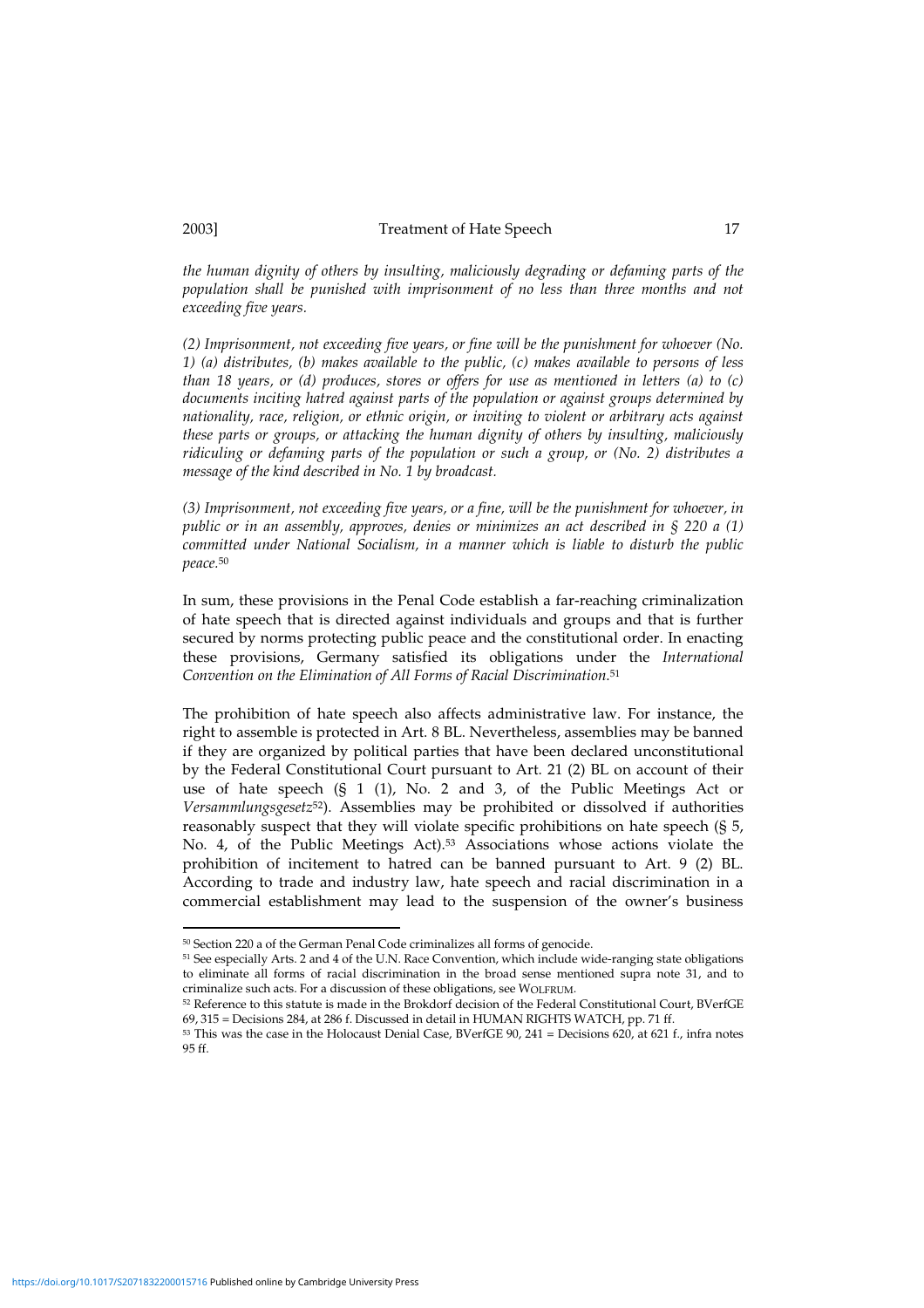*the human dignity of others by insulting, maliciously degrading or defaming parts of the population shall be punished with imprisonment of no less than three months and not exceeding five years.*

*(2) Imprisonment, not exceeding five years, or fine will be the punishment for whoever (No. 1) (a) distributes, (b) makes available to the public, (c) makes available to persons of less than 18 years, or (d) produces, stores or offers for use as mentioned in letters (a) to (c) documents inciting hatred against parts of the population or against groups determined by nationality, race, religion, or ethnic origin, or inviting to violent or arbitrary acts against these parts or groups, or attacking the human dignity of others by insulting, maliciously ridiculing or defaming parts of the population or such a group, or (No. 2) distributes a message of the kind described in No. 1 by broadcast.*

*(3) Imprisonment, not exceeding five years, or a fine, will be the punishment for whoever, in public or in an assembly, approves, denies or minimizes an act described in § 220 a (1) committed under National Socialism, in a manner which is liable to disturb the public peace.*[50]

In sum, these provisions in the Penal Code establish a far-reaching criminalization of hate speech that is directed against individuals and groups and that is further secured by norms protecting public peace and the constitutional order. In enacting these provisions, Germany satisfied its obligations under the *International Convention on the Elimination of All Forms of Racial Discrimination*.[51]

The prohibition of hate speech also affects administrative law. For instance, the right to assemble is protected in Art. 8 BL. Nevertheless, assemblies may be banned if they are organized by political parties that have been declared unconstitutional by the Federal Constitutional Court pursuant to Art. 21 (2) BL on account of their use of hate speech (§ 1 (1), No. 2 and 3, of the Public Meetings Act or *Versammlungsgesetz*[52]). Assemblies may be prohibited or dissolved if authorities reasonably suspect that they will violate specific prohibitions on hate speech (§ 5, No. 4, of the Public Meetings Act).[53] Associations whose actions violate the prohibition of incitement to hatred can be banned pursuant to Art. 9 (2) BL. According to trade and industry law, hate speech and racial discrimination in a commercial establishment may lead to the suspension of the owner's business

---

[50] Section 220 a of the German Penal Code criminalizes all forms of genocide.

[51] See especially Arts. 2 and 4 of the U.N. Race Convention, which include wide-ranging state obligations to eliminate all forms of racial discrimination in the broad sense mentioned supra note 31, and to criminalize such acts. For a discussion of these obligations, see WOLFRUM.

[52] Reference to this statute is made in the Brokdorf decision of the Federal Constitutional Court, BVerfGE 69, 315 = Decisions 284, at 286 f. Discussed in detail in HUMAN RIGHTS WATCH, pp. 71 ff.

[53] This was the case in the Holocaust Denial Case, BVerfGE 90, 241 = Decisions 620, at 621 f., infra notes 95 ff.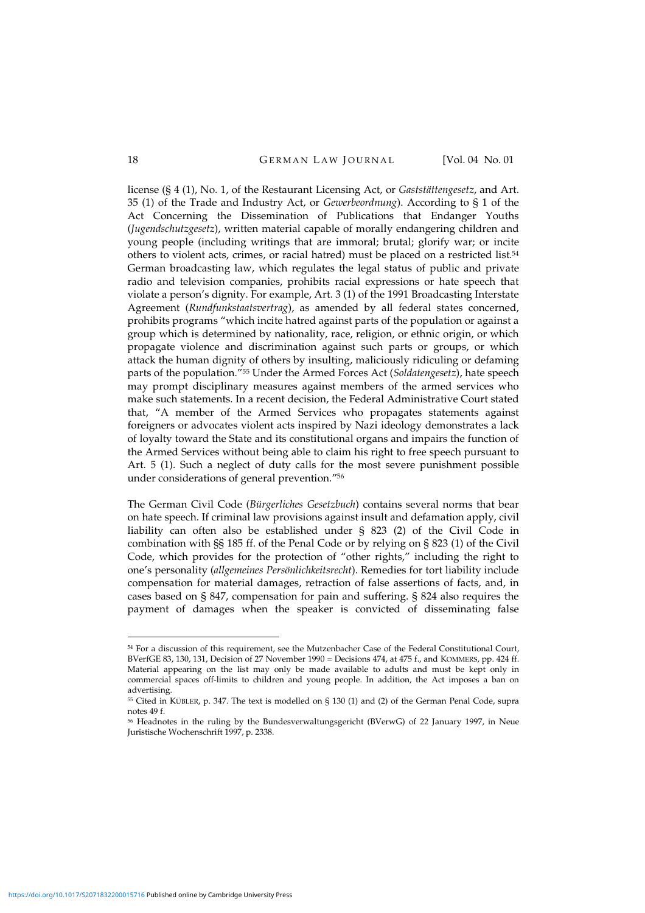license (§ 4 (1), No. 1, of the Restaurant Licensing Act, or *Gaststättengesetz*, and Art. 35 (1) of the Trade and Industry Act, or *Gewerbeordnung*). According to § 1 of the Act Concerning the Dissemination of Publications that Endanger Youths (*Jugendschutzgesetz*), written material capable of morally endangering children and young people (including writings that are immoral; brutal; glorify war; or incite others to violent acts, crimes, or racial hatred) must be placed on a restricted list.[54] German broadcasting law, which regulates the legal status of public and private radio and television companies, prohibits racial expressions or hate speech that violate a person's dignity. For example, Art. 3 (1) of the 1991 Broadcasting Interstate Agreement (*Rundfunkstaatsvertrag*), as amended by all federal states concerned, prohibits programs "which incite hatred against parts of the population or against a group which is determined by nationality, race, religion, or ethnic origin, or which propagate violence and discrimination against such parts or groups, or which attack the human dignity of others by insulting, maliciously ridiculing or defaming parts of the population."[55] Under the Armed Forces Act (*Soldatengesetz*), hate speech may prompt disciplinary measures against members of the armed services who make such statements. In a recent decision, the Federal Administrative Court stated that, "A member of the Armed Services who propagates statements against foreigners or advocates violent acts inspired by Nazi ideology demonstrates a lack of loyalty toward the State and its constitutional organs and impairs the function of the Armed Services without being able to claim his right to free speech pursuant to Art. 5 (1). Such a neglect of duty calls for the most severe punishment possible under considerations of general prevention."[56]

The German Civil Code (*Bürgerliches Gesetzbuch*) contains several norms that bear on hate speech. If criminal law provisions against insult and defamation apply, civil liability can often also be established under § 823 (2) of the Civil Code in combination with §§ 185 ff. of the Penal Code or by relying on § 823 (1) of the Civil Code, which provides for the protection of "other rights," including the right to one's personality (*allgemeines Persönlichkeitsrecht*). Remedies for tort liability include compensation for material damages, retraction of false assertions of facts, and, in cases based on § 847, compensation for pain and suffering. § 824 also requires the payment of damages when the speaker is convicted of disseminating false

---

[54] For a discussion of this requirement, see the Mutzenbacher Case of the Federal Constitutional Court, BVerfGE 83, 130, 131, Decision of 27 November 1990 = Decisions 474, at 475 f., and KOMMERS, pp. 424 ff. Material appearing on the list may only be made available to adults and must be kept only in commercial spaces off-limits to children and young people. In addition, the Act imposes a ban on advertising.

[55] Cited in KÜBLER, p. 347. The text is modelled on § 130 (1) and (2) of the German Penal Code, supra notes 49 f.

[56] Headnotes in the ruling by the Bundesverwaltungsgericht (BVerwG) of 22 January 1997, in Neue Juristische Wochenschrift 1997, p. 2338.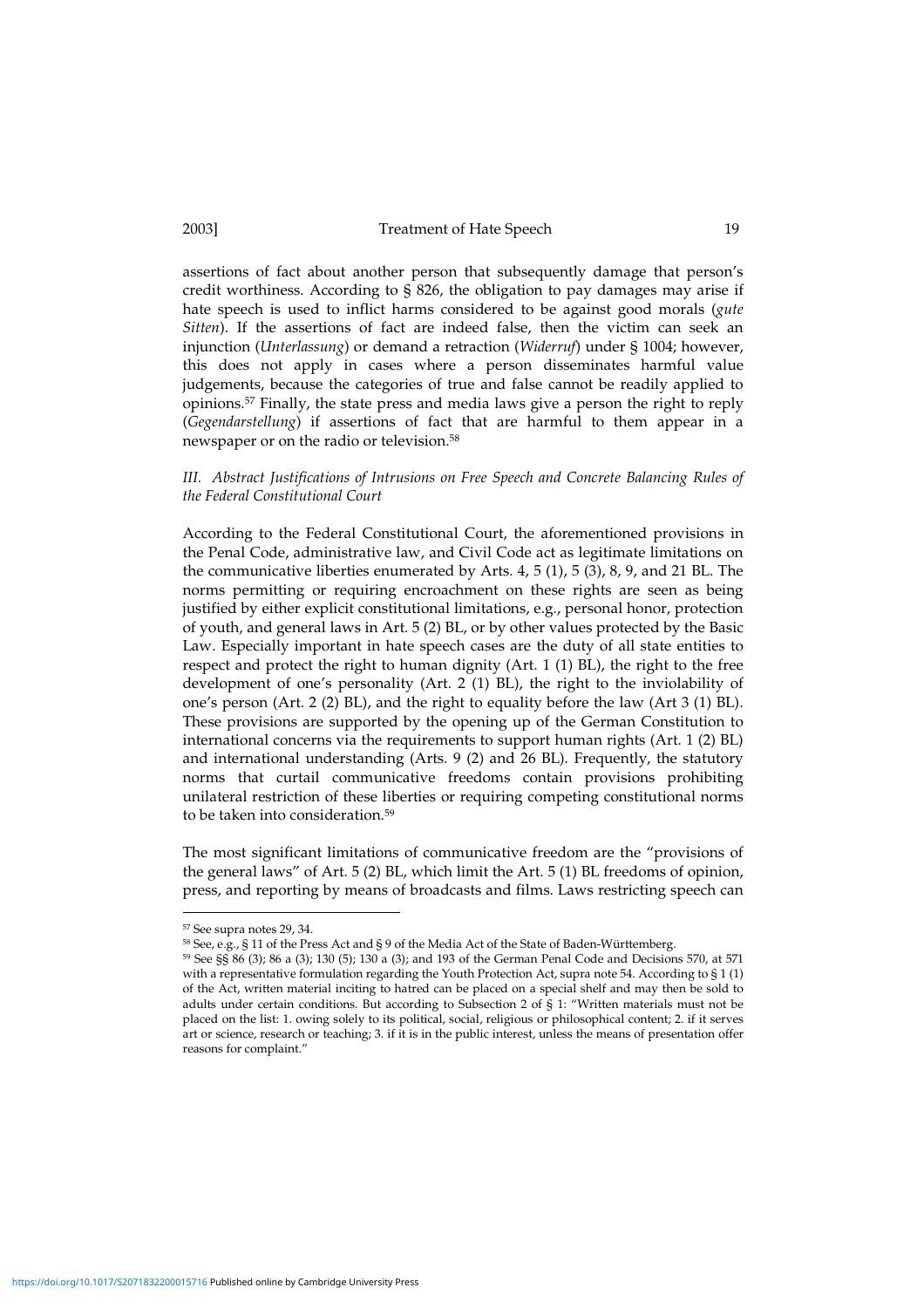assertions of fact about another person that subsequently damage that person's credit worthiness. According to § 826, the obligation to pay damages may arise if hate speech is used to inflict harms considered to be against good morals (*gute Sitten*). If the assertions of fact are indeed false, then the victim can seek an injunction (*Unterlassung*) or demand a retraction (*Widerruf*) under § 1004; however, this does not apply in cases where a person disseminates harmful value judgements, because the categories of true and false cannot be readily applied to opinions.[57] Finally, the state press and media laws give a person the right to reply (*Gegendarstellung*) if assertions of fact that are harmful to them appear in a newspaper or on the radio or television.[58]

### *III. Abstract Justifications of Intrusions on Free Speech and Concrete Balancing Rules of the Federal Constitutional Court*

According to the Federal Constitutional Court, the aforementioned provisions in the Penal Code, administrative law, and Civil Code act as legitimate limitations on the communicative liberties enumerated by Arts. 4, 5 (1), 5 (3), 8, 9, and 21 BL. The norms permitting or requiring encroachment on these rights are seen as being justified by either explicit constitutional limitations, e.g., personal honor, protection of youth, and general laws in Art. 5 (2) BL, or by other values protected by the Basic Law. Especially important in hate speech cases are the duty of all state entities to respect and protect the right to human dignity (Art. 1 (1) BL), the right to the free development of one's personality (Art. 2 (1) BL), the right to the inviolability of one's person (Art. 2 (2) BL), and the right to equality before the law (Art 3 (1) BL). These provisions are supported by the opening up of the German Constitution to international concerns via the requirements to support human rights (Art. 1 (2) BL) and international understanding (Arts. 9 (2) and 26 BL). Frequently, the statutory norms that curtail communicative freedoms contain provisions prohibiting unilateral restriction of these liberties or requiring competing constitutional norms to be taken into consideration.[59]

The most significant limitations of communicative freedom are the "provisions of the general laws" of Art. 5 (2) BL, which limit the Art. 5 (1) BL freedoms of opinion, press, and reporting by means of broadcasts and films. Laws restricting speech can

---

[57] See supra notes 29, 34.

[58] See, e.g., § 11 of the Press Act and § 9 of the Media Act of the State of Baden-Württemberg.

[59] See §§ 86 (3); 86 a (3); 130 (5); 130 a (3); and 193 of the German Penal Code and Decisions 570, at 571 with a representative formulation regarding the Youth Protection Act, supra note 54. According to § 1 (1) of the Act, written material inciting to hatred can be placed on a special shelf and may then be sold to adults under certain conditions. But according to Subsection 2 of § 1: "Written materials must not be placed on the list: 1. owing solely to its political, social, religious or philosophical content; 2. if it serves art or science, research or teaching; 3. if it is in the public interest, unless the means of presentation offer reasons for complaint."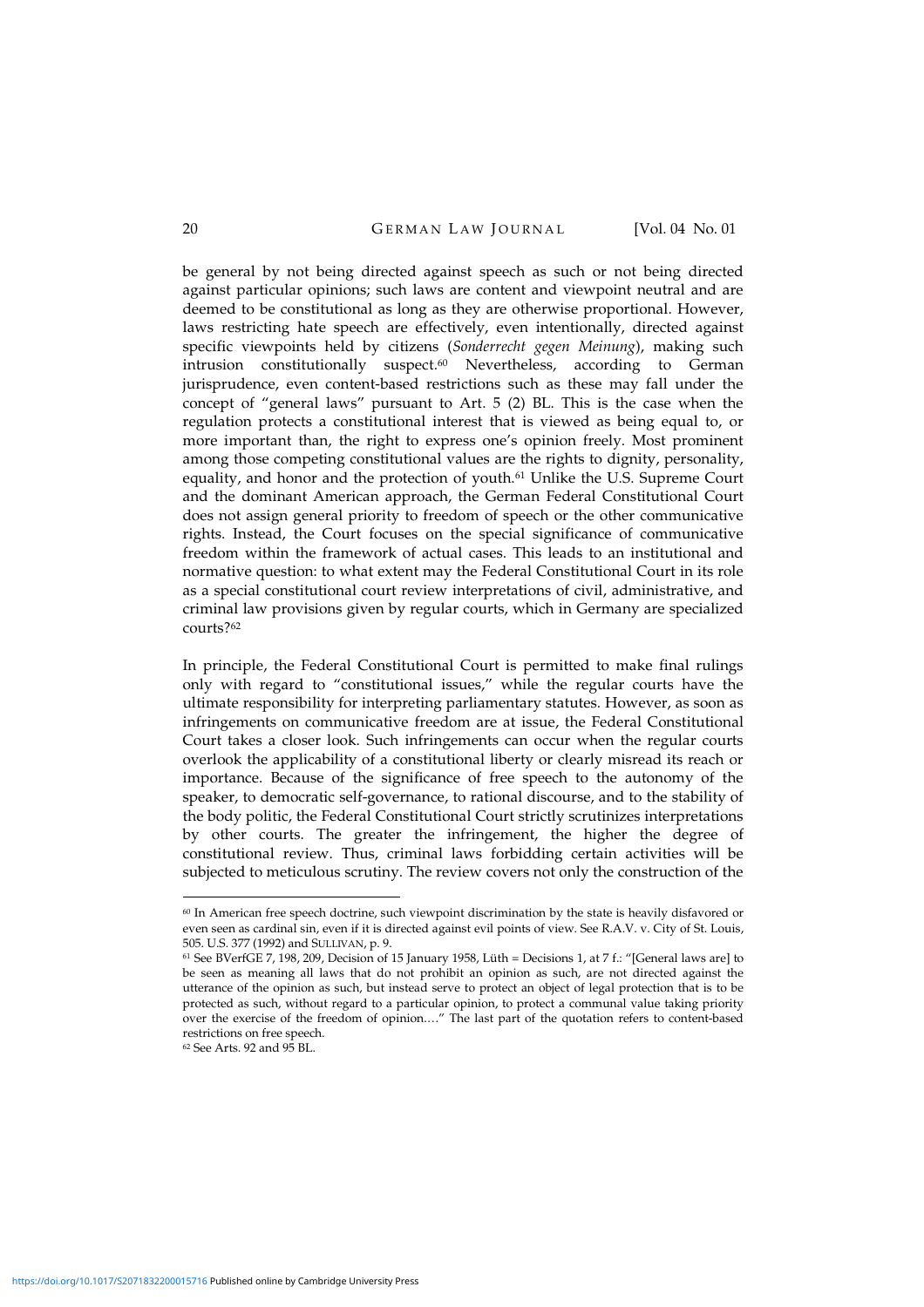be general by not being directed against speech as such or not being directed against particular opinions; such laws are content and viewpoint neutral and are deemed to be constitutional as long as they are otherwise proportional. However, laws restricting hate speech are effectively, even intentionally, directed against specific viewpoints held by citizens (*Sonderrecht gegen Meinung*), making such intrusion constitutionally suspect.[60] Nevertheless, according to German jurisprudence, even content-based restrictions such as these may fall under the concept of "general laws" pursuant to Art. 5 (2) BL. This is the case when the regulation protects a constitutional interest that is viewed as being equal to, or more important than, the right to express one's opinion freely. Most prominent among those competing constitutional values are the rights to dignity, personality, equality, and honor and the protection of youth.[61] Unlike the U.S. Supreme Court and the dominant American approach, the German Federal Constitutional Court does not assign general priority to freedom of speech or the other communicative rights. Instead, the Court focuses on the special significance of communicative freedom within the framework of actual cases. This leads to an institutional and normative question: to what extent may the Federal Constitutional Court in its role as a special constitutional court review interpretations of civil, administrative, and criminal law provisions given by regular courts, which in Germany are specialized courts?[62]

In principle, the Federal Constitutional Court is permitted to make final rulings only with regard to "constitutional issues," while the regular courts have the ultimate responsibility for interpreting parliamentary statutes. However, as soon as infringements on communicative freedom are at issue, the Federal Constitutional Court takes a closer look. Such infringements can occur when the regular courts overlook the applicability of a constitutional liberty or clearly misread its reach or importance. Because of the significance of free speech to the autonomy of the speaker, to democratic self-governance, to rational discourse, and to the stability of the body politic, the Federal Constitutional Court strictly scrutinizes interpretations by other courts. The greater the infringement, the higher the degree of constitutional review. Thus, criminal laws forbidding certain activities will be subjected to meticulous scrutiny. The review covers not only the construction of the

---

[60] In American free speech doctrine, such viewpoint discrimination by the state is heavily disfavored or even seen as cardinal sin, even if it is directed against evil points of view. See R.A.V. v. City of St. Louis, 505. U.S. 377 (1992) and SULLIVAN, p. 9.

[61] See BVerfGE 7, 198, 209, Decision of 15 January 1958, Lüth = Decisions 1, at 7 f.: "[General laws are] to be seen as meaning all laws that do not prohibit an opinion as such, are not directed against the utterance of the opinion as such, but instead serve to protect an object of legal protection that is to be protected as such, without regard to a particular opinion, to protect a communal value taking priority over the exercise of the freedom of opinion.…" The last part of the quotation refers to content-based restrictions on free speech.

[62] See Arts. 92 and 95 BL.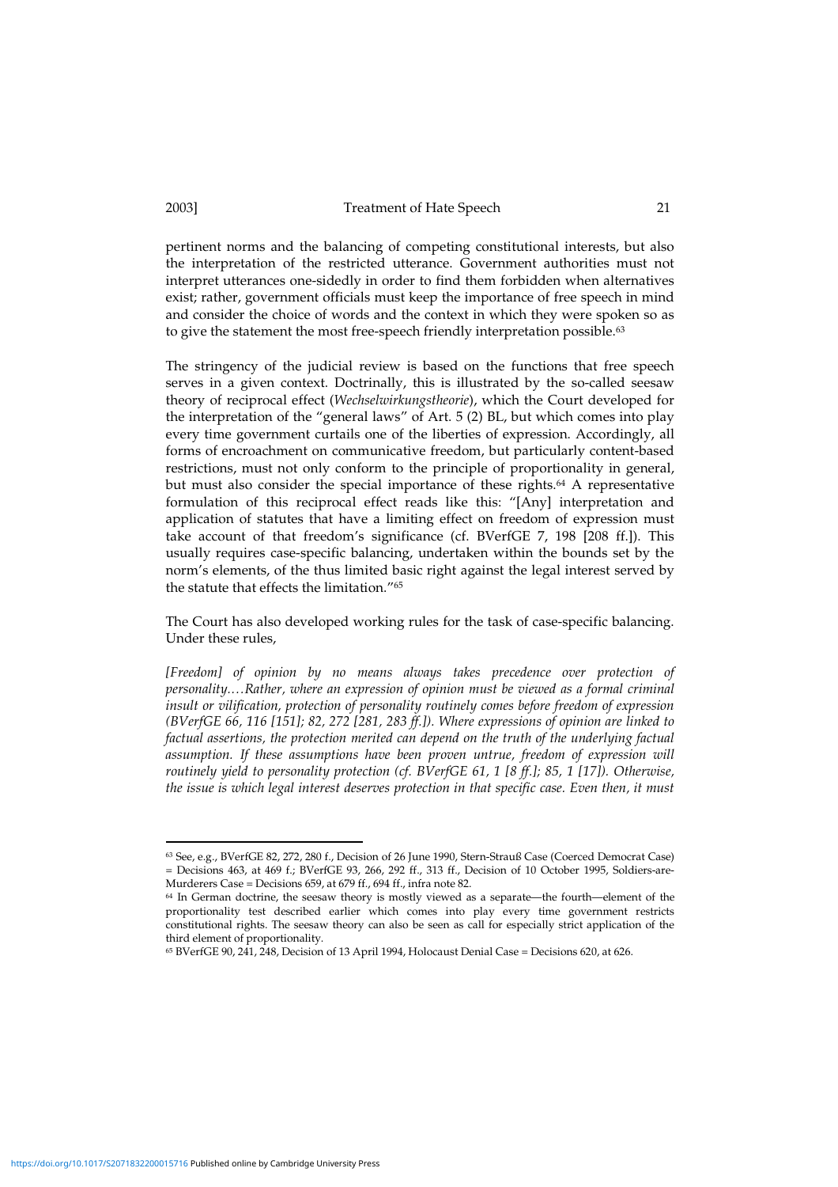pertinent norms and the balancing of competing constitutional interests, but also the interpretation of the restricted utterance. Government authorities must not interpret utterances one-sidedly in order to find them forbidden when alternatives exist; rather, government officials must keep the importance of free speech in mind and consider the choice of words and the context in which they were spoken so as to give the statement the most free-speech friendly interpretation possible.[63]

The stringency of the judicial review is based on the functions that free speech serves in a given context. Doctrinally, this is illustrated by the so-called seesaw theory of reciprocal effect (*Wechselwirkungstheorie*), which the Court developed for the interpretation of the "general laws" of Art. 5 (2) BL, but which comes into play every time government curtails one of the liberties of expression. Accordingly, all forms of encroachment on communicative freedom, but particularly content-based restrictions, must not only conform to the principle of proportionality in general, but must also consider the special importance of these rights.[64] A representative formulation of this reciprocal effect reads like this: "[Any] interpretation and application of statutes that have a limiting effect on freedom of expression must take account of that freedom's significance (cf. BVerfGE 7, 198 [208 ff.]). This usually requires case-specific balancing, undertaken within the bounds set by the norm's elements, of the thus limited basic right against the legal interest served by the statute that effects the limitation."[65]

The Court has also developed working rules for the task of case-specific balancing. Under these rules,

*[Freedom] of opinion by no means always takes precedence over protection of personality.…Rather, where an expression of opinion must be viewed as a formal criminal insult or vilification, protection of personality routinely comes before freedom of expression (BVerfGE 66, 116 [151]; 82, 272 [281, 283 ff.]). Where expressions of opinion are linked to factual assertions, the protection merited can depend on the truth of the underlying factual assumption. If these assumptions have been proven untrue, freedom of expression will routinely yield to personality protection (cf. BVerfGE 61, 1 [8 ff.]; 85, 1 [17]). Otherwise, the issue is which legal interest deserves protection in that specific case. Even then, it must*

---

[63] See, e.g., BVerfGE 82, 272, 280 f., Decision of 26 June 1990, Stern-Strauß Case (Coerced Democrat Case) = Decisions 463, at 469 f.; BVerfGE 93, 266, 292 ff., 313 ff., Decision of 10 October 1995, Soldiers-are-Murderers Case = Decisions 659, at 679 ff., 694 ff., infra note 82.

[64] In German doctrine, the seesaw theory is mostly viewed as a separate—the fourth—element of the proportionality test described earlier which comes into play every time government restricts constitutional rights. The seesaw theory can also be seen as call for especially strict application of the third element of proportionality.

[65] BVerfGE 90, 241, 248, Decision of 13 April 1994, Holocaust Denial Case = Decisions 620, at 626.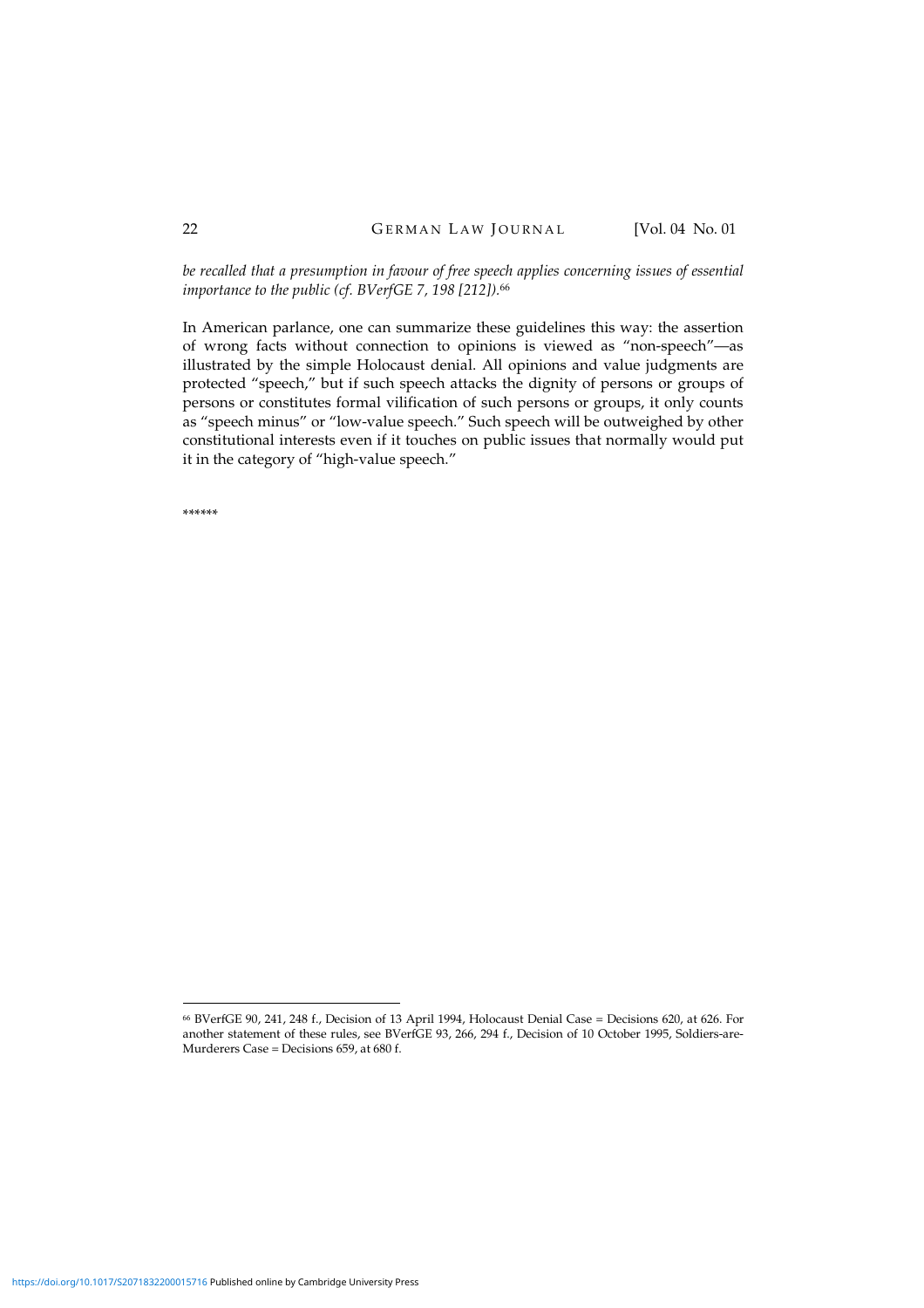*be recalled that a presumption in favour of free speech applies concerning issues of essential importance to the public (cf. BVerfGE 7, 198 [212]).*[66]

In American parlance, one can summarize these guidelines this way: the assertion of wrong facts without connection to opinions is viewed as "non-speech"—as illustrated by the simple Holocaust denial. All opinions and value judgments are protected "speech," but if such speech attacks the dignity of persons or groups of persons or constitutes formal vilification of such persons or groups, it only counts as "speech minus" or "low-value speech." Such speech will be outweighed by other constitutional interests even if it touches on public issues that normally would put it in the category of "high-value speech."

******

[66] BVerfGE 90, 241, 248 f., Decision of 13 April 1994, Holocaust Denial Case = Decisions 620, at 626. For another statement of these rules, see BVerfGE 93, 266, 294 f., Decision of 10 October 1995, Soldiers-are-Murderers Case = Decisions 659, at 680 f.